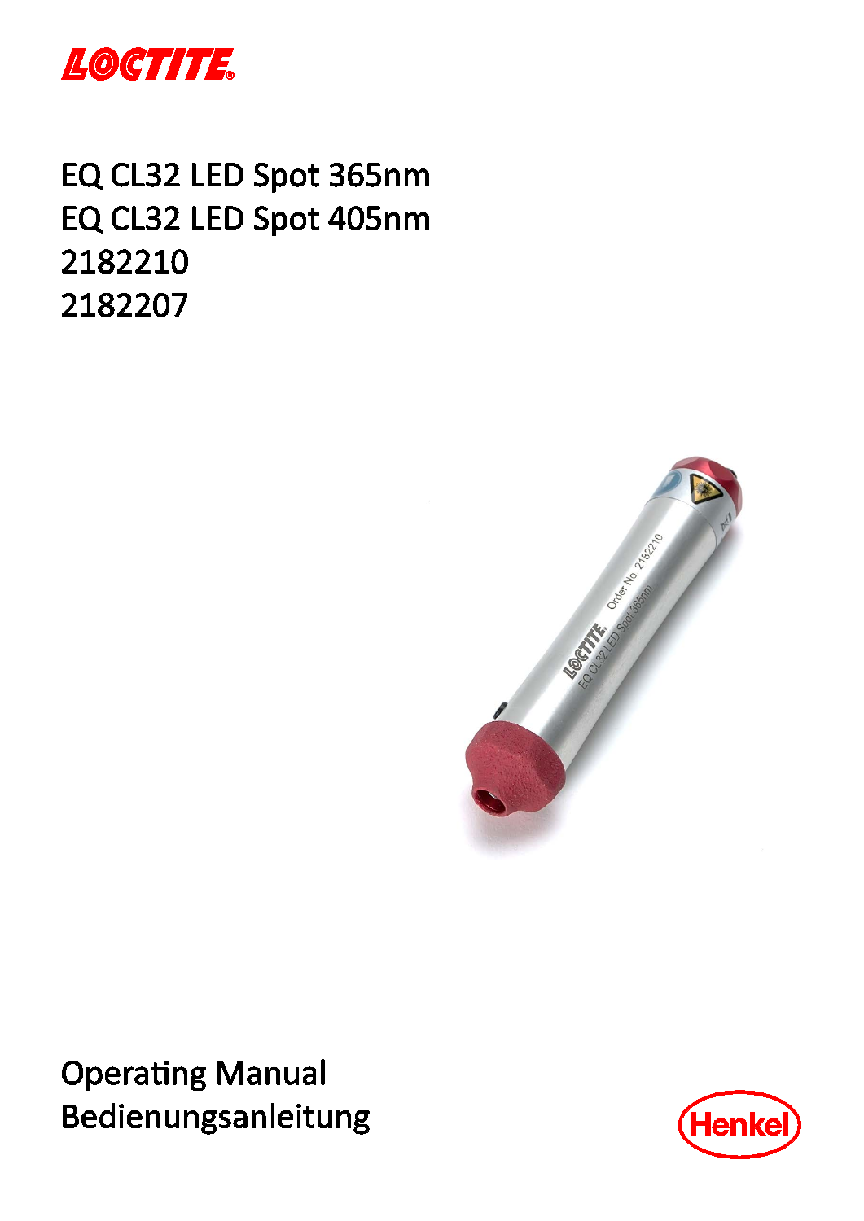LOCTITE

# EQ CL32 LED Spot 365nm
# EQ CL32 LED Spot 405nm
# 2182210
# 2182207

Operating Manual
Bedienungsanleitung

Henkel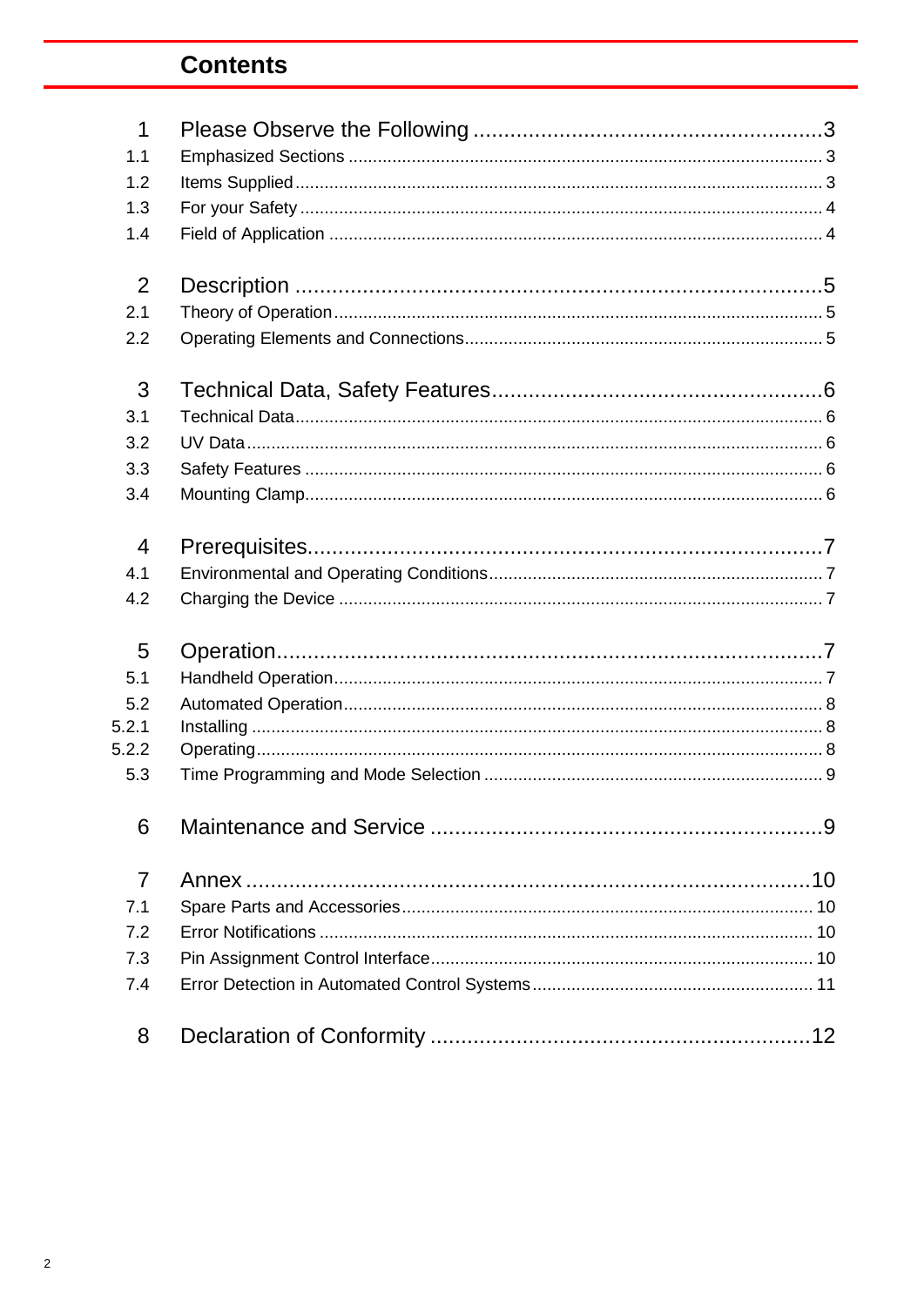# Contents

| | | |
|---|---|---|
| 1 | Please Observe the Following | 3 |
| 1.1 | Emphasized Sections | 3 |
| 1.2 | Items Supplied | 3 |
| 1.3 | For your Safety | 4 |
| 1.4 | Field of Application | 4 |
| 2 | Description | 5 |
| 2.1 | Theory of Operation | 5 |
| 2.2 | Operating Elements and Connections | 5 |
| 3 | Technical Data, Safety Features | 6 |
| 3.1 | Technical Data | 6 |
| 3.2 | UV Data | 6 |
| 3.3 | Safety Features | 6 |
| 3.4 | Mounting Clamp | 6 |
| 4 | Prerequisites | 7 |
| 4.1 | Environmental and Operating Conditions | 7 |
| 4.2 | Charging the Device | 7 |
| 5 | Operation | 7 |
| 5.1 | Handheld Operation | 7 |
| 5.2 | Automated Operation | 8 |
| 5.2.1 | Installing | 8 |
| 5.2.2 | Operating | 8 |
| 5.3 | Time Programming and Mode Selection | 9 |
| 6 | Maintenance and Service | 9 |
| 7 | Annex | 10 |
| 7.1 | Spare Parts and Accessories | 10 |
| 7.2 | Error Notifications | 10 |
| 7.3 | Pin Assignment Control Interface | 10 |
| 7.4 | Error Detection in Automated Control Systems | 11 |
| 8 | Declaration of Conformity | 12 |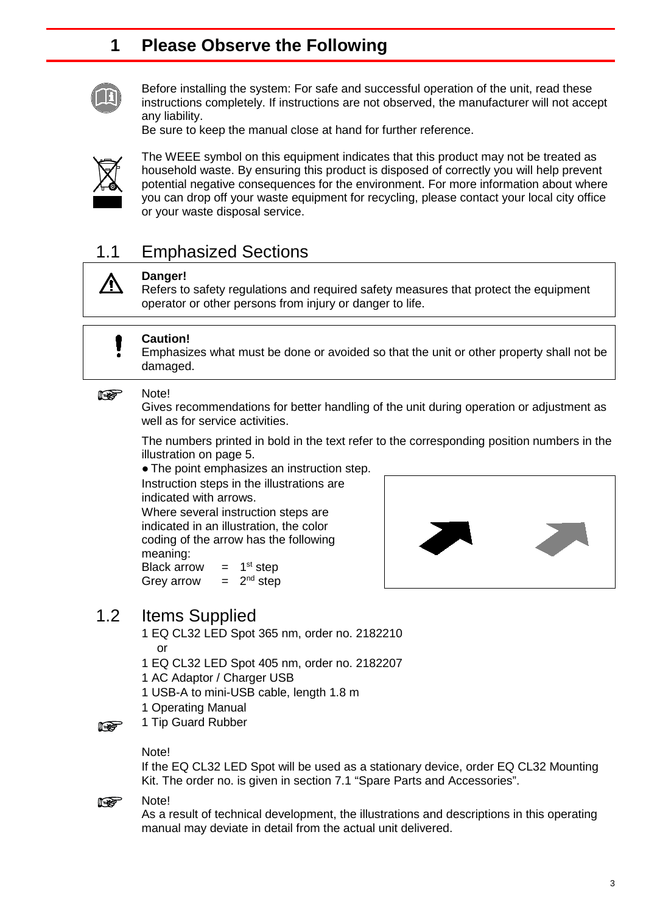# 1 Please Observe the Following

Before installing the system: For safe and successful operation of the unit, read these instructions completely. If instructions are not observed, the manufacturer will not accept any liability.
Be sure to keep the manual close at hand for further reference.

The WEEE symbol on this equipment indicates that this product may not be treated as household waste. By ensuring this product is disposed of correctly you will help prevent potential negative consequences for the environment. For more information about where you can drop off your waste equipment for recycling, please contact your local city office or your waste disposal service.

## 1.1 Emphasized Sections

**Danger!**
Refers to safety regulations and required safety measures that protect the equipment operator or other persons from injury or danger to life.

**Caution!**
Emphasizes what must be done or avoided so that the unit or other property shall not be damaged.

Note!
Gives recommendations for better handling of the unit during operation or adjustment as well as for service activities.

The numbers printed in bold in the text refer to the corresponding position numbers in the illustration on page 5.

● The point emphasizes an instruction step.

Instruction steps in the illustrations are indicated with arrows.
Where several instruction steps are indicated in an illustration, the color coding of the arrow has the following meaning:
Black arrow = 1st step
Grey arrow = 2nd step

## 1.2 Items Supplied

1 EQ CL32 LED Spot 365 nm, order no. 2182210
or
1 EQ CL32 LED Spot 405 nm, order no. 2182207
1 AC Adaptor / Charger USB
1 USB-A to mini-USB cable, length 1.8 m
1 Operating Manual
1 Tip Guard Rubber

Note!
If the EQ CL32 LED Spot will be used as a stationary device, order EQ CL32 Mounting Kit. The order no. is given in section 7.1 “Spare Parts and Accessories”.

Note!
As a result of technical development, the illustrations and descriptions in this operating manual may deviate in detail from the actual unit delivered.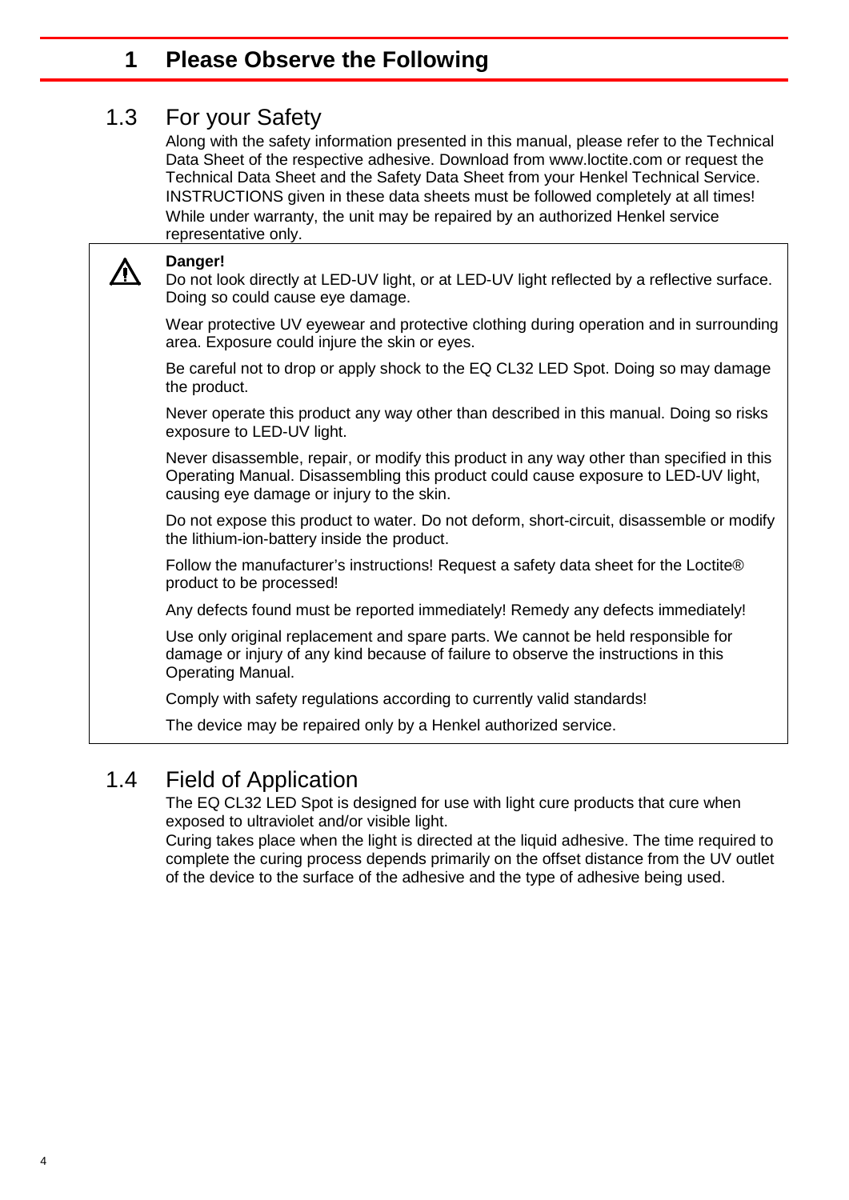# 1 Please Observe the Following

## 1.3 For your Safety

Along with the safety information presented in this manual, please refer to the Technical Data Sheet of the respective adhesive. Download from www.loctite.com or request the Technical Data Sheet and the Safety Data Sheet from your Henkel Technical Service. INSTRUCTIONS given in these data sheets must be followed completely at all times! While under warranty, the unit may be repaired by an authorized Henkel service representative only.

⚠ **Danger!**

Do not look directly at LED-UV light, or at LED-UV light reflected by a reflective surface. Doing so could cause eye damage.

Wear protective UV eyewear and protective clothing during operation and in surrounding area. Exposure could injure the skin or eyes.

Be careful not to drop or apply shock to the EQ CL32 LED Spot. Doing so may damage the product.

Never operate this product any way other than described in this manual. Doing so risks exposure to LED-UV light.

Never disassemble, repair, or modify this product in any way other than specified in this Operating Manual. Disassembling this product could cause exposure to LED-UV light, causing eye damage or injury to the skin.

Do not expose this product to water. Do not deform, short-circuit, disassemble or modify the lithium-ion-battery inside the product.

Follow the manufacturer's instructions! Request a safety data sheet for the Loctite® product to be processed!

Any defects found must be reported immediately! Remedy any defects immediately!

Use only original replacement and spare parts. We cannot be held responsible for damage or injury of any kind because of failure to observe the instructions in this Operating Manual.

Comply with safety regulations according to currently valid standards!

The device may be repaired only by a Henkel authorized service.

## 1.4 Field of Application

The EQ CL32 LED Spot is designed for use with light cure products that cure when exposed to ultraviolet and/or visible light.

Curing takes place when the light is directed at the liquid adhesive. The time required to complete the curing process depends primarily on the offset distance from the UV outlet of the device to the surface of the adhesive and the type of adhesive being used.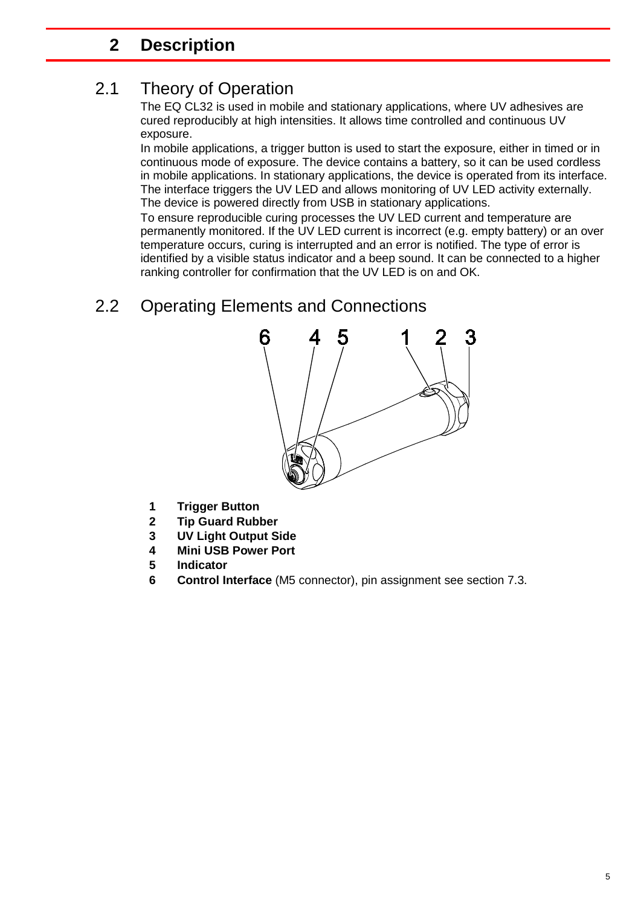# 2 Description

## 2.1 Theory of Operation

The EQ CL32 is used in mobile and stationary applications, where UV adhesives are cured reproducibly at high intensities. It allows time controlled and continuous UV exposure.

In mobile applications, a trigger button is used to start the exposure, either in timed or in continuous mode of exposure. The device contains a battery, so it can be used cordless in mobile applications. In stationary applications, the device is operated from its interface. The interface triggers the UV LED and allows monitoring of UV LED activity externally. The device is powered directly from USB in stationary applications.

To ensure reproducible curing processes the UV LED current and temperature are permanently monitored. If the UV LED current is incorrect (e.g. empty battery) or an over temperature occurs, curing is interrupted and an error is notified. The type of error is identified by a visible status indicator and a beep sound. It can be connected to a higher ranking controller for confirmation that the UV LED is on and OK.

## 2.2 Operating Elements and Connections

1 **Trigger Button**
2 **Tip Guard Rubber**
3 **UV Light Output Side**
4 **Mini USB Power Port**
5 **Indicator**
6 **Control Interface** (M5 connector), pin assignment see section 7.3.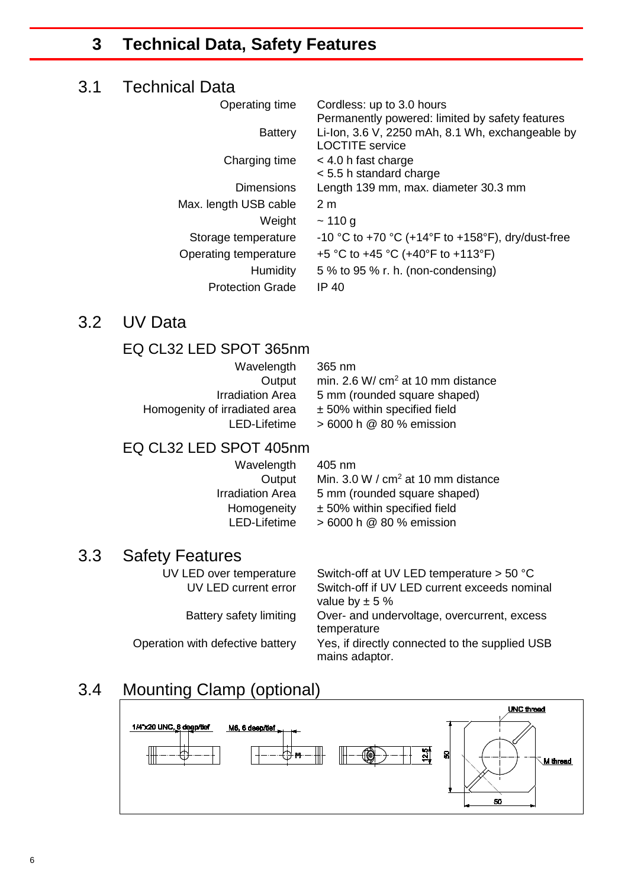# 3 Technical Data, Safety Features

## 3.1 Technical Data

| | |
|---|---|
| Operating time | Cordless: up to 3.0 hours<br>Permanently powered: limited by safety features |
| Battery | Li-Ion, 3.6 V, 2250 mAh, 8.1 Wh, exchangeable by LOCTITE service |
| Charging time | < 4.0 h fast charge<br>< 5.5 h standard charge |
| Dimensions | Length 139 mm, max. diameter 30.3 mm |
| Max. length USB cable | 2 m |
| Weight | ~ 110 g |
| Storage temperature | -10 °C to +70 °C (+14°F to +158°F), dry/dust-free |
| Operating temperature | +5 °C to +45 °C (+40°F to +113°F) |
| Humidity | 5 % to 95 % r. h. (non-condensing) |
| Protection Grade | IP 40 |

## 3.2 UV Data

### EQ CL32 LED SPOT 365nm

| | |
|---|---|
| Wavelength | 365 nm |
| Output | min. 2.6 W/ cm$^2$ at 10 mm distance |
| Irradiation Area | 5 mm (rounded square shaped) |
| Homogenity of irradiated area | ± 50% within specified field |
| LED-Lifetime | > 6000 h @ 80 % emission |

### EQ CL32 LED SPOT 405nm

| | |
|---|---|
| Wavelength | 405 nm |
| Output | Min. 3.0 W / cm$^2$ at 10 mm distance |
| Irradiation Area | 5 mm (rounded square shaped) |
| Homogeneity | ± 50% within specified field |
| LED-Lifetime | > 6000 h @ 80 % emission |

## 3.3 Safety Features

| | |
|---|---|
| UV LED over temperature | Switch-off at UV LED temperature > 50 °C |
| UV LED current error | Switch-off if UV LED current exceeds nominal value by ± 5 % |
| Battery safety limiting | Over- and undervoltage, overcurrent, excess temperature |
| Operation with defective battery | Yes, if directly connected to the supplied USB mains adaptor. |

## 3.4 Mounting Clamp (optional)

1/4"x20 UNC, 6 deep/tief

M6, 6 deep/tief

M

12.5

50

50

UNC thread

M thread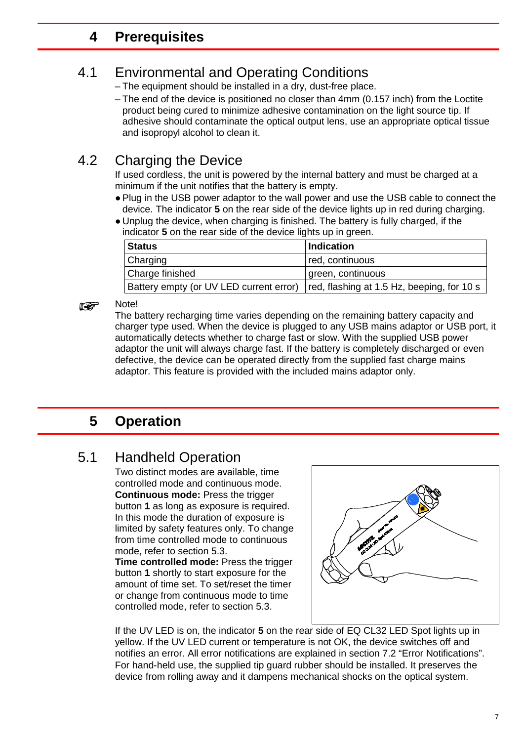# 4 Prerequisites

## 4.1 Environmental and Operating Conditions

– The equipment should be installed in a dry, dust-free place.

– The end of the device is positioned no closer than 4mm (0.157 inch) from the Loctite product being cured to minimize adhesive contamination on the light source tip. If adhesive should contaminate the optical output lens, use an appropriate optical tissue and isopropyl alcohol to clean it.

## 4.2 Charging the Device

If used cordless, the unit is powered by the internal battery and must be charged at a minimum if the unit notifies that the battery is empty.

- Plug in the USB power adaptor to the wall power and use the USB cable to connect the device. The indicator **5** on the rear side of the device lights up in red during charging.
- Unplug the device, when charging is finished. The battery is fully charged, if the indicator **5** on the rear side of the device lights up in green.

| **Status** | **Indication** |
|---|---|
| Charging | red, continuous |
| Charge finished | green, continuous |
| Battery empty (or UV LED current error) | red, flashing at 1.5 Hz, beeping, for 10 s |

☞ Note!
The battery recharging time varies depending on the remaining battery capacity and charger type used. When the device is plugged to any USB mains adaptor or USB port, it automatically detects whether to charge fast or slow. With the supplied USB power adaptor the unit will always charge fast. If the battery is completely discharged or even defective, the device can be operated directly from the supplied fast charge mains adaptor. This feature is provided with the included mains adaptor only.

# 5 Operation

## 5.1 Handheld Operation

Two distinct modes are available, time controlled mode and continuous mode.
**Continuous mode:** Press the trigger button **1** as long as exposure is required. In this mode the duration of exposure is limited by safety features only. To change from time controlled mode to continuous mode, refer to section 5.3.
**Time controlled mode:** Press the trigger button **1** shortly to start exposure for the amount of time set. To set/reset the timer or change from continuous mode to time controlled mode, refer to section 5.3.

If the UV LED is on, the indicator **5** on the rear side of EQ CL32 LED Spot lights up in yellow. If the UV LED current or temperature is not OK, the device switches off and notifies an error. All error notifications are explained in section 7.2 "Error Notifications". For hand-held use, the supplied tip guard rubber should be installed. It preserves the device from rolling away and it dampens mechanical shocks on the optical system.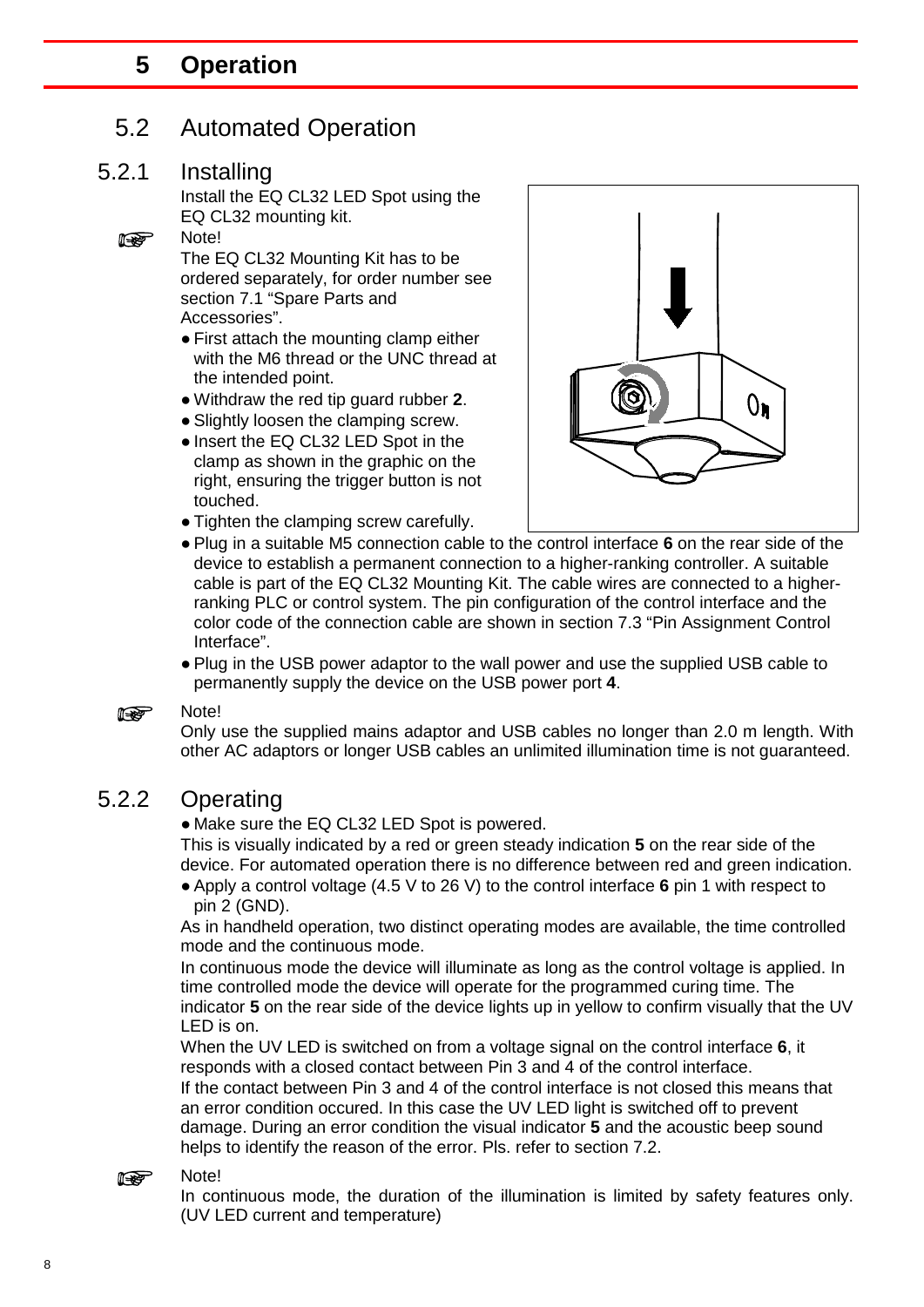# 5 Operation

## 5.2 Automated Operation

### 5.2.1 Installing

Install the EQ CL32 LED Spot using the EQ CL32 mounting kit.

☞ Note!
The EQ CL32 Mounting Kit has to be ordered separately, for order number see section 7.1 "Spare Parts and Accessories".

- First attach the mounting clamp either with the M6 thread or the UNC thread at the intended point.
- Withdraw the red tip guard rubber **2**.
- Slightly loosen the clamping screw.
- Insert the EQ CL32 LED Spot in the clamp as shown in the graphic on the right, ensuring the trigger button is not touched.
- Tighten the clamping screw carefully.
- Plug in a suitable M5 connection cable to the control interface **6** on the rear side of the device to establish a permanent connection to a higher-ranking controller. A suitable cable is part of the EQ CL32 Mounting Kit. The cable wires are connected to a higher-ranking PLC or control system. The pin configuration of the control interface and the color code of the connection cable are shown in section 7.3 "Pin Assignment Control Interface".
- Plug in the USB power adaptor to the wall power and use the supplied USB cable to permanently supply the device on the USB power port **4**.

☞ Note!
Only use the supplied mains adaptor and USB cables no longer than 2.0 m length. With other AC adaptors or longer USB cables an unlimited illumination time is not guaranteed.

### 5.2.2 Operating

- Make sure the EQ CL32 LED Spot is powered.

This is visually indicated by a red or green steady indication **5** on the rear side of the device. For automated operation there is no difference between red and green indication.

- Apply a control voltage (4.5 V to 26 V) to the control interface **6** pin 1 with respect to pin 2 (GND).

As in handheld operation, two distinct operating modes are available, the time controlled mode and the continuous mode.

In continuous mode the device will illuminate as long as the control voltage is applied. In time controlled mode the device will operate for the programmed curing time. The indicator **5** on the rear side of the device lights up in yellow to confirm visually that the UV LED is on.

When the UV LED is switched on from a voltage signal on the control interface **6**, it responds with a closed contact between Pin 3 and 4 of the control interface.

If the contact between Pin 3 and 4 of the control interface is not closed this means that an error condition occured. In this case the UV LED light is switched off to prevent damage. During an error condition the visual indicator **5** and the acoustic beep sound helps to identify the reason of the error. Pls. refer to section 7.2.

☞ Note!
In continuous mode, the duration of the illumination is limited by safety features only. (UV LED current and temperature)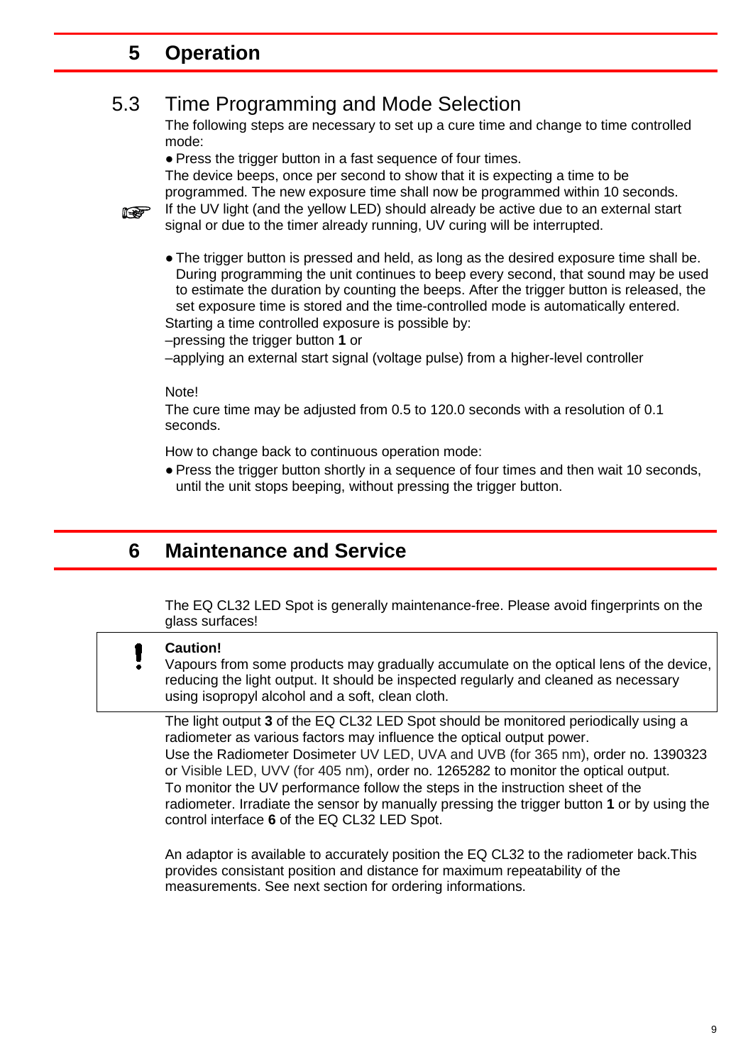# 5 Operation

## 5.3 Time Programming and Mode Selection

The following steps are necessary to set up a cure time and change to time controlled mode:

- Press the trigger button in a fast sequence of four times.

The device beeps, once per second to show that it is expecting a time to be programmed. The new exposure time shall now be programmed within 10 seconds.

☞ If the UV light (and the yellow LED) should already be active due to an external start signal or due to the timer already running, UV curing will be interrupted.

- The trigger button is pressed and held, as long as the desired exposure time shall be. During programming the unit continues to beep every second, that sound may be used to estimate the duration by counting the beeps. After the trigger button is released, the set exposure time is stored and the time-controlled mode is automatically entered.

Starting a time controlled exposure is possible by:

–pressing the trigger button **1** or

–applying an external start signal (voltage pulse) from a higher-level controller

Note!

The cure time may be adjusted from 0.5 to 120.0 seconds with a resolution of 0.1 seconds.

How to change back to continuous operation mode:

- Press the trigger button shortly in a sequence of four times and then wait 10 seconds, until the unit stops beeping, without pressing the trigger button.

# 6 Maintenance and Service

The EQ CL32 LED Spot is generally maintenance-free. Please avoid fingerprints on the glass surfaces!

**Caution!**
Vapours from some products may gradually accumulate on the optical lens of the device, reducing the light output. It should be inspected regularly and cleaned as necessary using isopropyl alcohol and a soft, clean cloth.

The light output **3** of the EQ CL32 LED Spot should be monitored periodically using a radiometer as various factors may influence the optical output power.
Use the Radiometer Dosimeter UV LED, UVA and UVB (for 365 nm), order no. 1390323 or Visible LED, UVV (for 405 nm), order no. 1265282 to monitor the optical output.
To monitor the UV performance follow the steps in the instruction sheet of the radiometer. Irradiate the sensor by manually pressing the trigger button **1** or by using the control interface **6** of the EQ CL32 LED Spot.

An adaptor is available to accurately position the EQ CL32 to the radiometer back.This provides consistant position and distance for maximum repeatability of the measurements. See next section for ordering informations.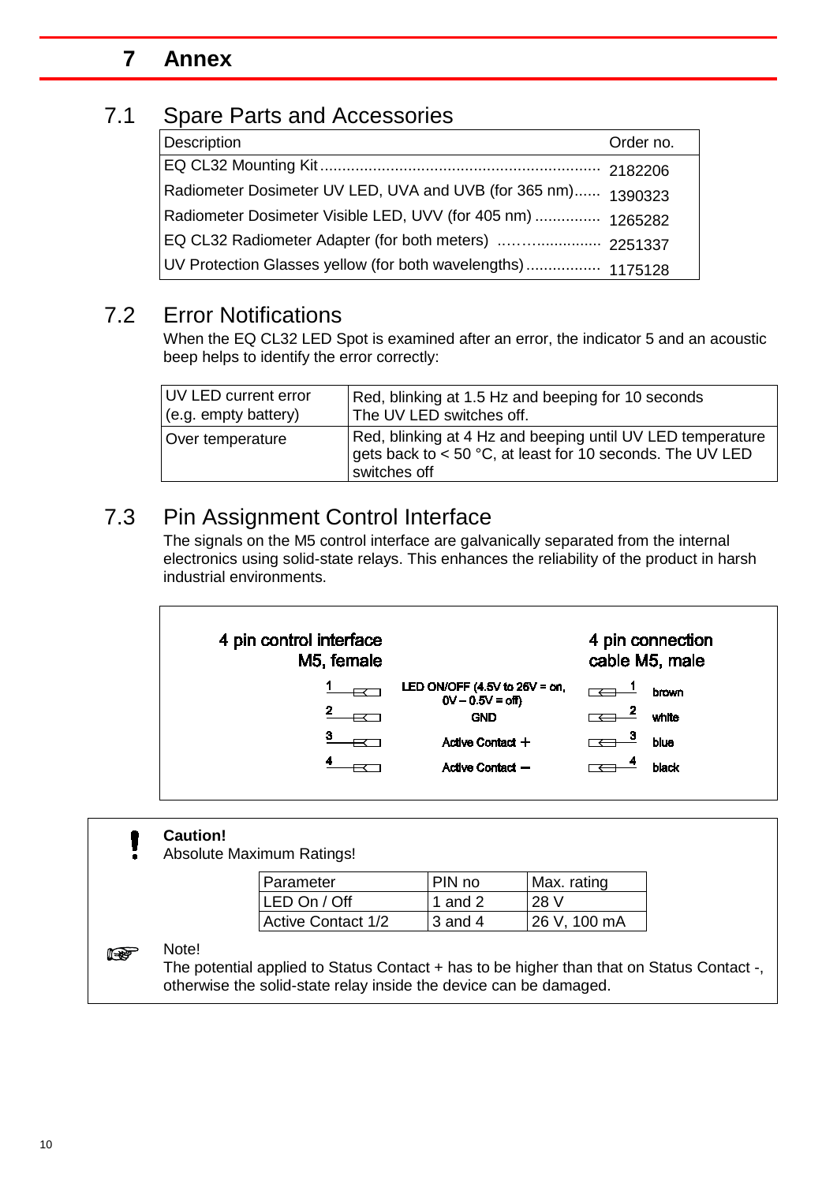# 7 Annex

## 7.1 Spare Parts and Accessories

| Description | Order no. |
|---|---|
| EQ CL32 Mounting Kit | 2182206 |
| Radiometer Dosimeter UV LED, UVA and UVB (for 365 nm) | 1390323 |
| Radiometer Dosimeter Visible LED, UVV (for 405 nm) | 1265282 |
| EQ CL32 Radiometer Adapter (for both meters) | 2251337 |
| UV Protection Glasses yellow (for both wavelengths) | 1175128 |

## 7.2 Error Notifications

When the EQ CL32 LED Spot is examined after an error, the indicator 5 and an acoustic beep helps to identify the error correctly:

| | |
|---|---|
| UV LED current error (e.g. empty battery) | Red, blinking at 1.5 Hz and beeping for 10 seconds The UV LED switches off. |
| Over temperature | Red, blinking at 4 Hz and beeping until UV LED temperature gets back to < 50 °C, at least for 10 seconds. The UV LED switches off |

## 7.3 Pin Assignment Control Interface

The signals on the M5 control interface are galvanically separated from the internal electronics using solid-state relays. This enhances the reliability of the product in harsh industrial environments.

| 4 pin control interface M5, female | | 4 pin connection cable M5, male | |
|---|---|---|---|
| 1 | LED ON/OFF (4.5V to 26V = on, 0V – 0.5V = off) | 1 | brown |
| 2 | GND | 2 | white |
| 3 | Active Contact + | 3 | blue |
| 4 | Active Contact – | 4 | black |

**Caution!**
Absolute Maximum Ratings!

| Parameter | PIN no | Max. rating |
|---|---|---|
| LED On / Off | 1 and 2 | 28 V |
| Active Contact 1/2 | 3 and 4 | 26 V, 100 mA |

Note!
The potential applied to Status Contact + has to be higher than that on Status Contact -, otherwise the solid-state relay inside the device can be damaged.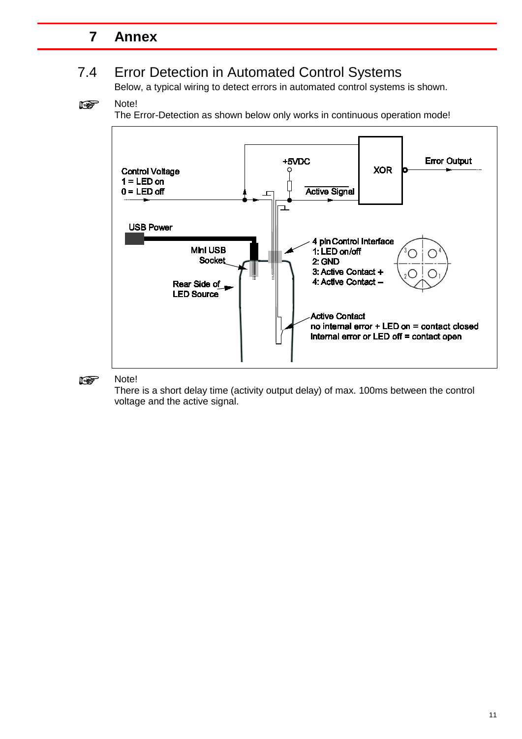# 7 Annex

## 7.4 Error Detection in Automated Control Systems

Below, a typical wiring to detect errors in automated control systems is shown.

Note!
The Error-Detection as shown below only works in continuous operation mode!

Control Voltage
1 = LED on
0 = LED off

+5VDC

XOR

Error Output

Active Signal

USB Power

Mini USB Socket

Rear Side of LED Source

4 pin Control Interface
1: LED on/off
2: GND
3: Active Contact +
4: Active Contact –

Active Contact
no internal error + LED on = contact closed
Internal error or LED off = contact open

Note!
There is a short delay time (activity output delay) of max. 100ms between the control voltage and the active signal.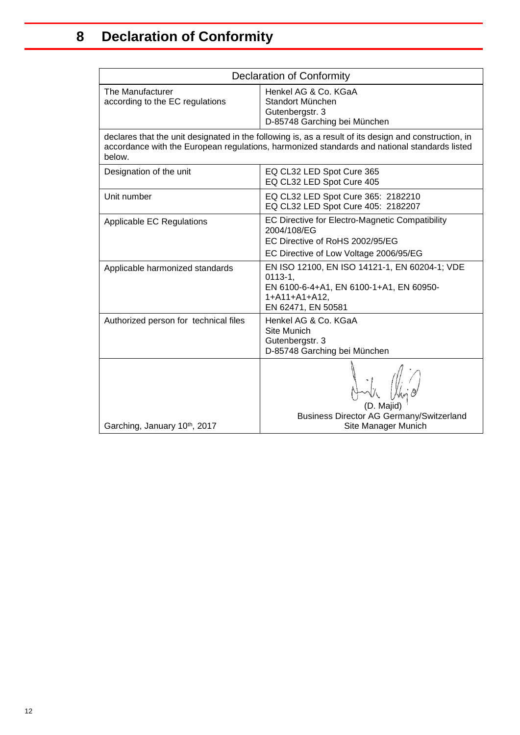# 8 Declaration of Conformity

| Declaration of Conformity | |
|---|---|
| The Manufacturer according to the EC regulations | Henkel AG & Co. KGaA<br>Standort München<br>Gutenbergstr. 3<br>D-85748 Garching bei München |
| declares that the unit designated in the following is, as a result of its design and construction, in accordance with the European regulations, harmonized standards and national standards listed below. | |
| Designation of the unit | EQ CL32 LED Spot Cure 365<br>EQ CL32 LED Spot Cure 405 |
| Unit number | EQ CL32 LED Spot Cure 365: 2182210<br>EQ CL32 LED Spot Cure 405: 2182207 |
| Applicable EC Regulations | EC Directive for Electro-Magnetic Compatibility 2004/108/EG<br>EC Directive of RoHS 2002/95/EG<br>EC Directive of Low Voltage 2006/95/EG |
| Applicable harmonized standards | EN ISO 12100, EN ISO 14121-1, EN 60204-1; VDE 0113-1,<br>EN 6100-6-4+A1, EN 6100-1+A1, EN 60950-1+A11+A1+A12,<br>EN 62471, EN 50581 |
| Authorized person for technical files | Henkel AG & Co. KGaA<br>Site Munich<br>Gutenbergstr. 3<br>D-85748 Garching bei München |
| Garching, January 10th, 2017 | (D. Majid)<br>Business Director AG Germany/Switzerland<br>Site Manager Munich |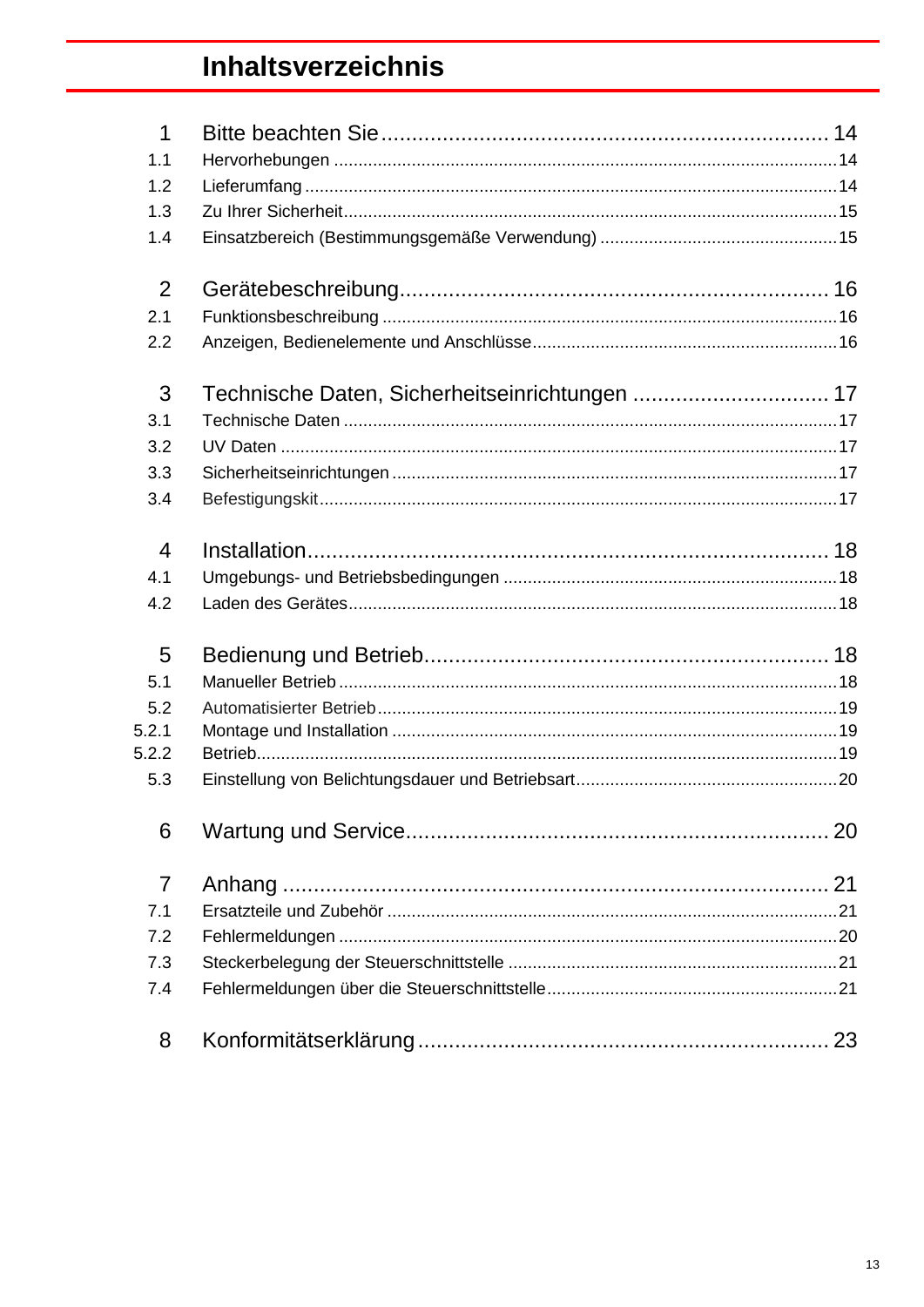# Inhaltsverzeichnis

| | | |
|---|---|---|
| 1 | Bitte beachten Sie | 14 |
| 1.1 | Hervorhebungen | 14 |
| 1.2 | Lieferumfang | 14 |
| 1.3 | Zu Ihrer Sicherheit | 15 |
| 1.4 | Einsatzbereich (Bestimmungsgemäße Verwendung) | 15 |
| 2 | Gerätebeschreibung | 16 |
| 2.1 | Funktionsbeschreibung | 16 |
| 2.2 | Anzeigen, Bedienelemente und Anschlüsse | 16 |
| 3 | Technische Daten, Sicherheitseinrichtungen | 17 |
| 3.1 | Technische Daten | 17 |
| 3.2 | UV Daten | 17 |
| 3.3 | Sicherheitseinrichtungen | 17 |
| 3.4 | Befestigungskit | 17 |
| 4 | Installation | 18 |
| 4.1 | Umgebungs- und Betriebsbedingungen | 18 |
| 4.2 | Laden des Gerätes | 18 |
| 5 | Bedienung und Betrieb | 18 |
| 5.1 | Manueller Betrieb | 18 |
| 5.2 | Automatisierter Betrieb | 19 |
| 5.2.1 | Montage und Installation | 19 |
| 5.2.2 | Betrieb | 19 |
| 5.3 | Einstellung von Belichtungsdauer und Betriebsart | 20 |
| 6 | Wartung und Service | 20 |
| 7 | Anhang | 21 |
| 7.1 | Ersatzteile und Zubehör | 21 |
| 7.2 | Fehlermeldungen | 20 |
| 7.3 | Steckerbelegung der Steuerschnittstelle | 21 |
| 7.4 | Fehlermeldungen über die Steuerschnittstelle | 21 |
| 8 | Konformitätserklärung | 23 |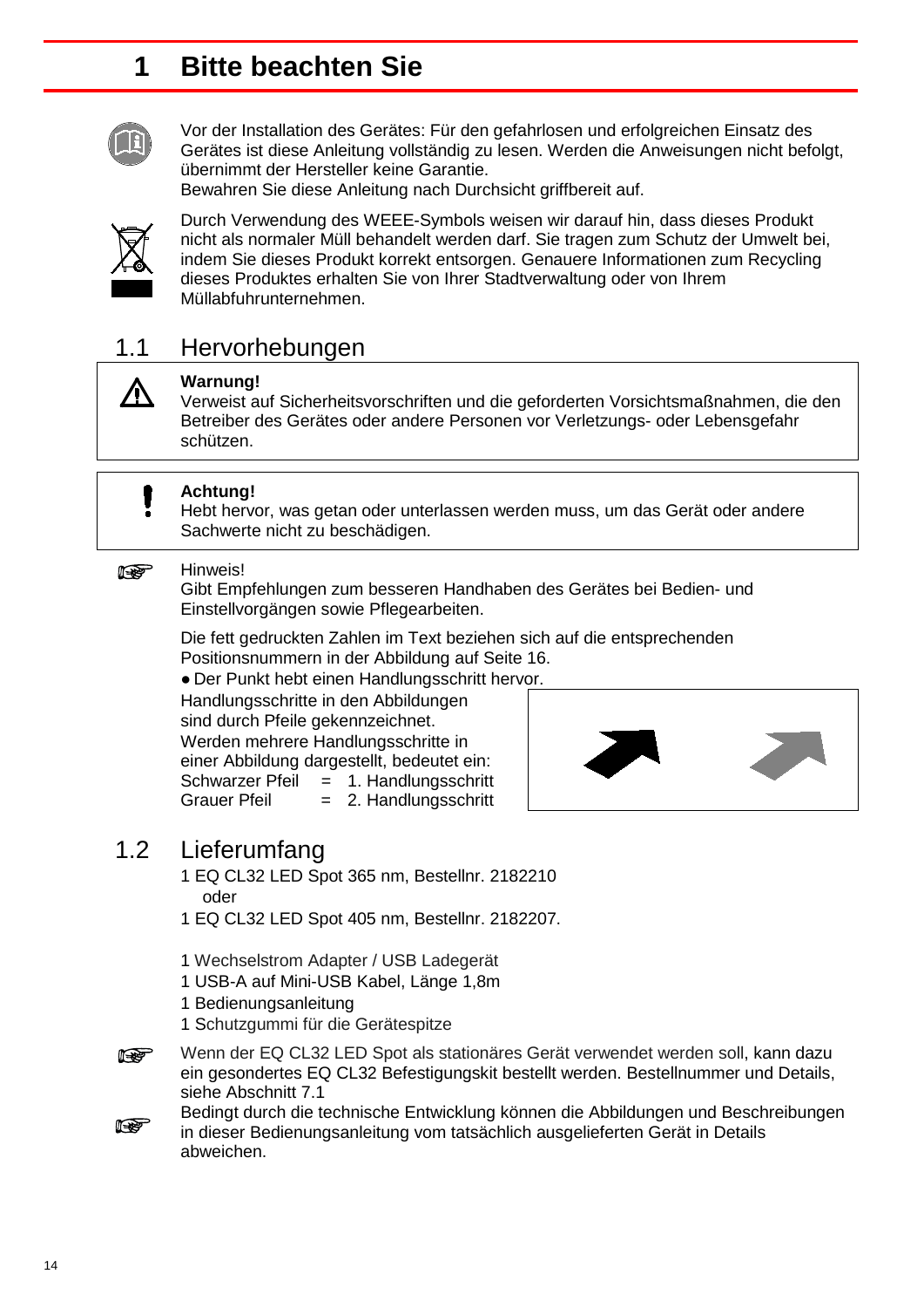# 1 Bitte beachten Sie

Vor der Installation des Gerätes: Für den gefahrlosen und erfolgreichen Einsatz des Gerätes ist diese Anleitung vollständig zu lesen. Werden die Anweisungen nicht befolgt, übernimmt der Hersteller keine Garantie.
Bewahren Sie diese Anleitung nach Durchsicht griffbereit auf.

Durch Verwendung des WEEE-Symbols weisen wir darauf hin, dass dieses Produkt nicht als normaler Müll behandelt werden darf. Sie tragen zum Schutz der Umwelt bei, indem Sie dieses Produkt korrekt entsorgen. Genauere Informationen zum Recycling dieses Produktes erhalten Sie von Ihrer Stadtverwaltung oder von Ihrem Müllabfuhrunternehmen.

## 1.1 Hervorhebungen

**Warnung!**
Verweist auf Sicherheitsvorschriften und die geforderten Vorsichtsmaßnahmen, die den Betreiber des Gerätes oder andere Personen vor Verletzungs- oder Lebensgefahr schützen.

**Achtung!**
Hebt hervor, was getan oder unterlassen werden muss, um das Gerät oder andere Sachwerte nicht zu beschädigen.

Hinweis!
Gibt Empfehlungen zum besseren Handhaben des Gerätes bei Bedien- und Einstellvorgängen sowie Pflegearbeiten.

Die fett gedruckten Zahlen im Text beziehen sich auf die entsprechenden Positionsnummern in der Abbildung auf Seite 16.

- Der Punkt hebt einen Handlungsschritt hervor.

Handlungsschritte in den Abbildungen sind durch Pfeile gekennzeichnet.
Werden mehrere Handlungsschritte in einer Abbildung dargestellt, bedeutet ein:
Schwarzer Pfeil = 1. Handlungsschritt
Grauer Pfeil = 2. Handlungsschritt

## 1.2 Lieferumfang

1 EQ CL32 LED Spot 365 nm, Bestellnr. 2182210
oder
1 EQ CL32 LED Spot 405 nm, Bestellnr. 2182207.

1 Wechselstrom Adapter / USB Ladegerät
1 USB-A auf Mini-USB Kabel, Länge 1,8m
1 Bedienungsanleitung
1 Schutzgummi für die Gerätespitze

Wenn der EQ CL32 LED Spot als stationäres Gerät verwendet werden soll, kann dazu ein gesondertes EQ CL32 Befestigungskit bestellt werden. Bestellnummer und Details, siehe Abschnitt 7.1

Bedingt durch die technische Entwicklung können die Abbildungen und Beschreibungen in dieser Bedienungsanleitung vom tatsächlich ausgelieferten Gerät in Details abweichen.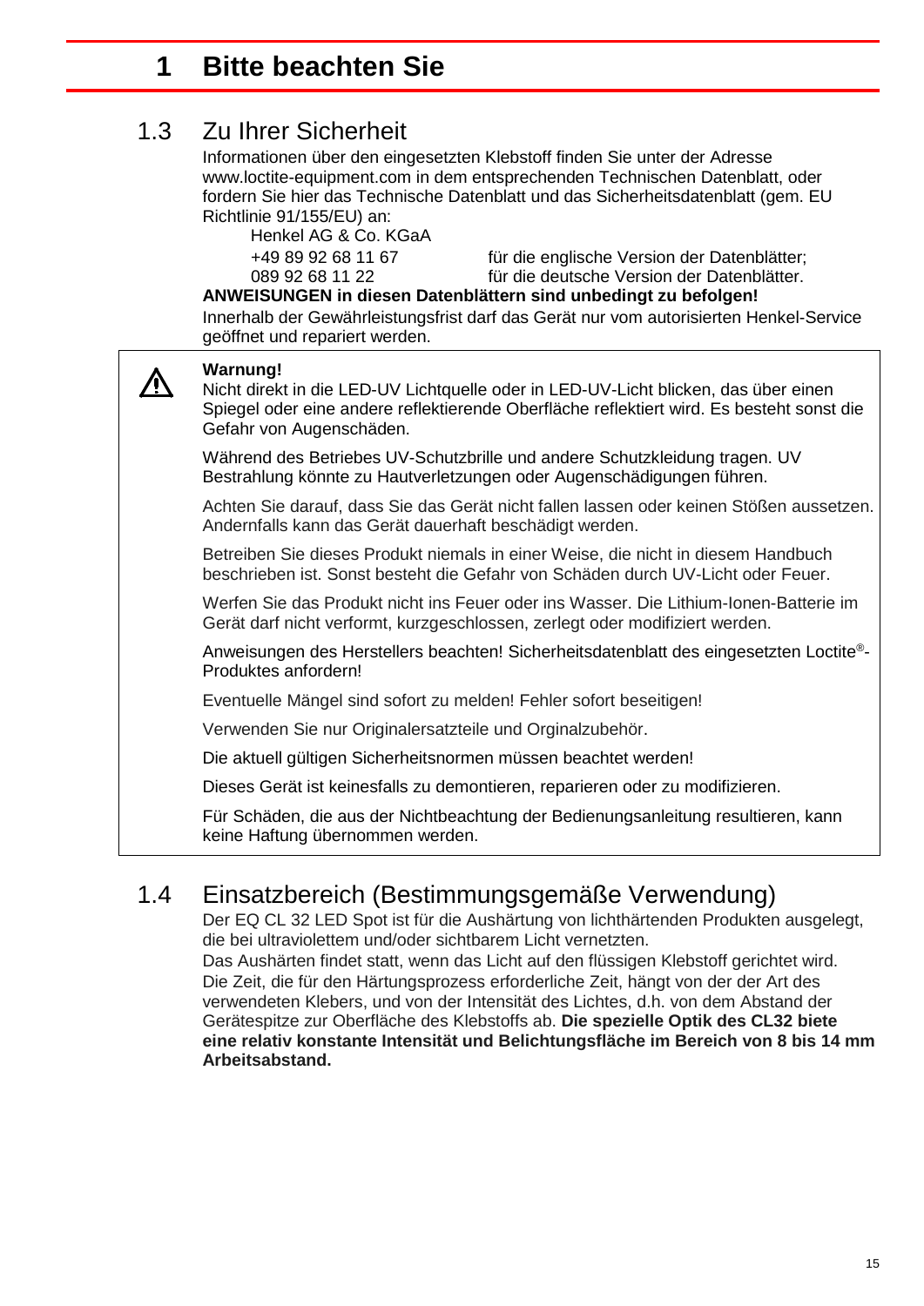# 1 Bitte beachten Sie

## 1.3 Zu Ihrer Sicherheit

Informationen über den eingesetzten Klebstoff finden Sie unter der Adresse www.loctite-equipment.com in dem entsprechenden Technischen Datenblatt, oder fordern Sie hier das Technische Datenblatt und das Sicherheitsdatenblatt (gem. EU Richtlinie 91/155/EU) an:

Henkel AG & Co. KGaA

+49 89 92 68 11 67 für die englische Version der Datenblätter;
089 92 68 11 22 für die deutsche Version der Datenblätter.

**ANWEISUNGEN in diesen Datenblättern sind unbedingt zu befolgen!**

Innerhalb der Gewährleistungsfrist darf das Gerät nur vom autorisierten Henkel-Service geöffnet und repariert werden.

⚠ **Warnung!**

Nicht direkt in die LED-UV Lichtquelle oder in LED-UV-Licht blicken, das über einen Spiegel oder eine andere reflektierende Oberfläche reflektiert wird. Es besteht sonst die Gefahr von Augenschäden.

Während des Betriebes UV-Schutzbrille und andere Schutzkleidung tragen. UV Bestrahlung könnte zu Hautverletzungen oder Augenschädigungen führen.

Achten Sie darauf, dass Sie das Gerät nicht fallen lassen oder keinen Stößen aussetzen. Andernfalls kann das Gerät dauerhaft beschädigt werden.

Betreiben Sie dieses Produkt niemals in einer Weise, die nicht in diesem Handbuch beschrieben ist. Sonst besteht die Gefahr von Schäden durch UV-Licht oder Feuer.

Werfen Sie das Produkt nicht ins Feuer oder ins Wasser. Die Lithium-Ionen-Batterie im Gerät darf nicht verformt, kurzgeschlossen, zerlegt oder modifiziert werden.

Anweisungen des Herstellers beachten! Sicherheitsdatenblatt des eingesetzten Loctite®-Produktes anfordern!

Eventuelle Mängel sind sofort zu melden! Fehler sofort beseitigen!

Verwenden Sie nur Originalersatzteile und Orginalzubehör.

Die aktuell gültigen Sicherheitsnormen müssen beachtet werden!

Dieses Gerät ist keinesfalls zu demontieren, reparieren oder zu modifizieren.

Für Schäden, die aus der Nichtbeachtung der Bedienungsanleitung resultieren, kann keine Haftung übernommen werden.

## 1.4 Einsatzbereich (Bestimmungsgemäße Verwendung)

Der EQ CL 32 LED Spot ist für die Aushärtung von lichthärtenden Produkten ausgelegt, die bei ultraviolettem und/oder sichtbarem Licht vernetzten.

Das Aushärten findet statt, wenn das Licht auf den flüssigen Klebstoff gerichtet wird. Die Zeit, die für den Härtungsprozess erforderliche Zeit, hängt von der der Art des verwendeten Klebers, und von der Intensität des Lichtes, d.h. von dem Abstand der Gerätespitze zur Oberfläche des Klebstoffs ab. **Die spezielle Optik des CL32 biete eine relativ konstante Intensität und Belichtungsfläche im Bereich von 8 bis 14 mm Arbeitsabstand.**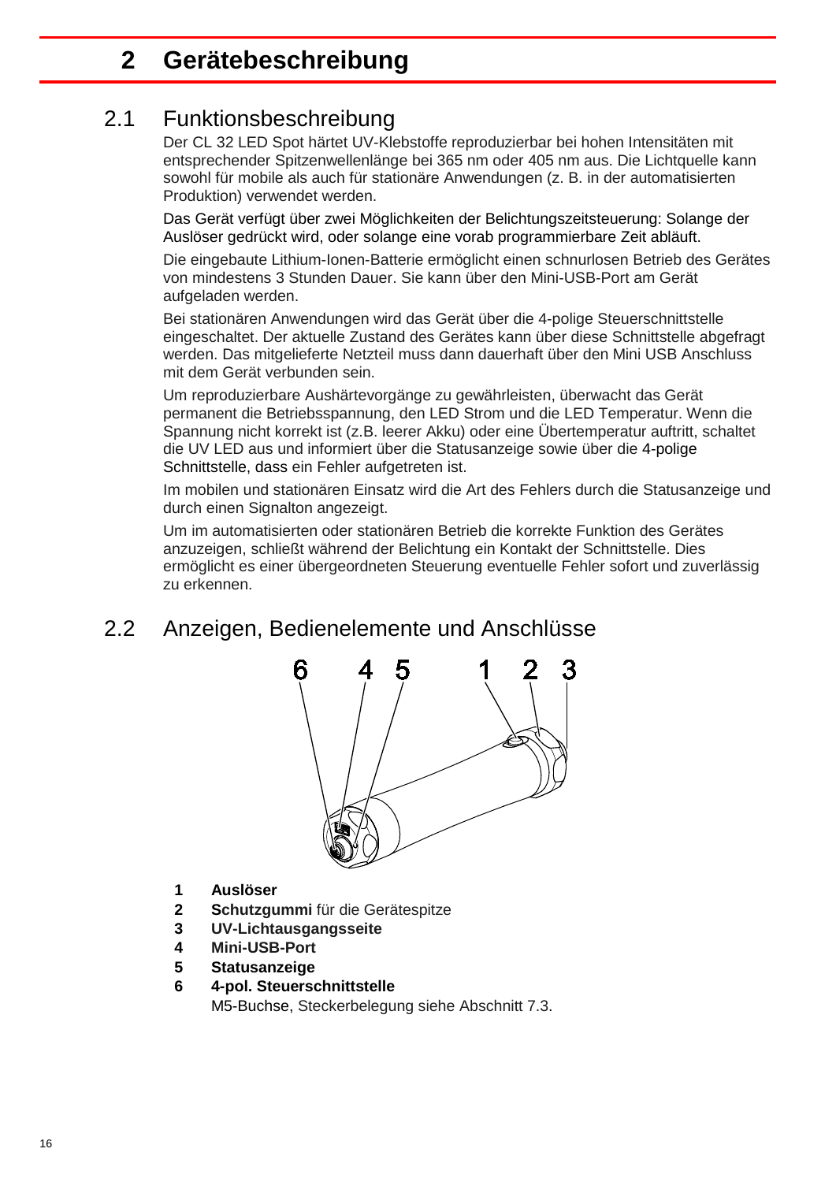# 2 Gerätebeschreibung

## 2.1 Funktionsbeschreibung

Der CL 32 LED Spot härtet UV-Klebstoffe reproduzierbar bei hohen Intensitäten mit entsprechender Spitzenwellenlänge bei 365 nm oder 405 nm aus. Die Lichtquelle kann sowohl für mobile als auch für stationäre Anwendungen (z. B. in der automatisierten Produktion) verwendet werden.

Das Gerät verfügt über zwei Möglichkeiten der Belichtungszeitsteuerung: Solange der Auslöser gedrückt wird, oder solange eine vorab programmierbare Zeit abläuft.

Die eingebaute Lithium-Ionen-Batterie ermöglicht einen schnurlosen Betrieb des Gerätes von mindestens 3 Stunden Dauer. Sie kann über den Mini-USB-Port am Gerät aufgeladen werden.

Bei stationären Anwendungen wird das Gerät über die 4-polige Steuerschnittstelle eingeschaltet. Der aktuelle Zustand des Gerätes kann über diese Schnittstelle abgefragt werden. Das mitgelieferte Netzteil muss dann dauerhaft über den Mini USB Anschluss mit dem Gerät verbunden sein.

Um reproduzierbare Aushärtevorgänge zu gewährleisten, überwacht das Gerät permanent die Betriebsspannung, den LED Strom und die LED Temperatur. Wenn die Spannung nicht korrekt ist (z.B. leerer Akku) oder eine Übertemperatur auftritt, schaltet die UV LED aus und informiert über die Statusanzeige sowie über die 4-polige Schnittstelle, dass ein Fehler aufgetreten ist.

Im mobilen und stationären Einsatz wird die Art des Fehlers durch die Statusanzeige und durch einen Signalton angezeigt.

Um im automatisierten oder stationären Betrieb die korrekte Funktion des Gerätes anzuzeigen, schließt während der Belichtung ein Kontakt der Schnittstelle. Dies ermöglicht es einer übergeordneten Steuerung eventuelle Fehler sofort und zuverlässig zu erkennen.

## 2.2 Anzeigen, Bedienelemente und Anschlüsse

1. **Auslöser**
2. **Schutzgummi** für die Gerätespitze
3. **UV-Lichtausgangsseite**
4. **Mini-USB-Port**
5. **Statusanzeige**
6. **4-pol. Steuerschnittstelle**
   M5-Buchse, Steckerbelegung siehe Abschnitt 7.3.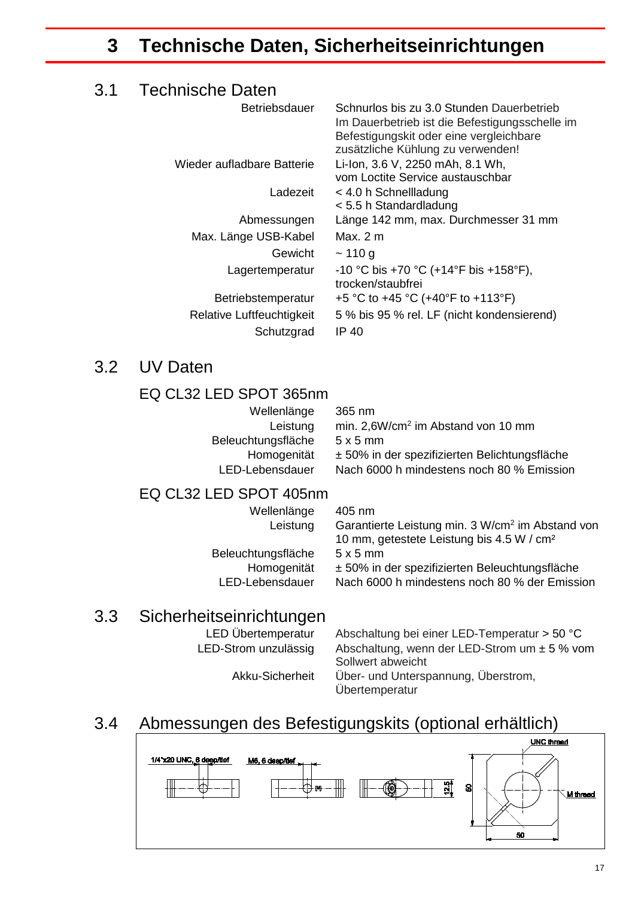# 3 Technische Daten, Sicherheitseinrichtungen

## 3.1 Technische Daten

| | |
|---|---|
| Betriebsdauer | Schnurlos bis zu 3.0 Stunden Dauerbetrieb<br>Im Dauerbetrieb ist die Befestigungsschelle im Befestigungskit oder eine vergleichbare zusätzliche Kühlung zu verwenden! |
| Wieder aufladbare Batterie | Li-Ion, 3.6 V, 2250 mAh, 8.1 Wh,<br>vom Loctite Service austauschbar |
| Ladezeit | < 4.0 h Schnellladung<br>< 5.5 h Standardladung |
| Abmessungen | Länge 142 mm, max. Durchmesser 31 mm |
| Max. Länge USB-Kabel | Max. 2 m |
| Gewicht | ~ 110 g |
| Lagertemperatur | -10 °C bis +70 °C (+14°F bis +158°F),<br>trocken/staubfrei |
| Betriebstemperatur | +5 °C to +45 °C (+40°F to +113°F) |
| Relative Luftfeuchtigkeit | 5 % bis 95 % rel. LF (nicht kondensierend) |
| Schutzgrad | IP 40 |

## 3.2 UV Daten

### EQ CL32 LED SPOT 365nm

| | |
|---|---|
| Wellenlänge | 365 nm |
| Leistung | min. 2,6W/cm$^2$ im Abstand von 10 mm |
| Beleuchtungsfläche | 5 x 5 mm |
| Homogenität | ± 50% in der spezifizierten Belichtungsfläche |
| LED-Lebensdauer | Nach 6000 h mindestens noch 80 % Emission |

### EQ CL32 LED SPOT 405nm

| | |
|---|---|
| Wellenlänge | 405 nm |
| Leistung | Garantierte Leistung min. 3 W/cm$^2$ im Abstand von 10 mm, getestete Leistung bis 4.5 W / cm² |
| Beleuchtungsfläche | 5 x 5 mm |
| Homogenität | ± 50% in der spezifizierten Beleuchtungsfläche |
| LED-Lebensdauer | Nach 6000 h mindestens noch 80 % der Emission |

## 3.3 Sicherheitseinrichtungen

| | |
|---|---|
| LED Übertemperatur | Abschaltung bei einer LED-Temperatur > 50 °C |
| LED-Strom unzulässig | Abschaltung, wenn der LED-Strom um ± 5 % vom Sollwert abweicht |
| Akku-Sicherheit | Über- und Unterspannung, Überstrom, Übertemperatur |

## 3.4 Abmessungen des Befestigungskits (optional erhältlich)

1/4"x20 UNC, 8 deep/tief — M6, 6 deep/tief — 12.5 — 60 — 50 — UNC thread — M thread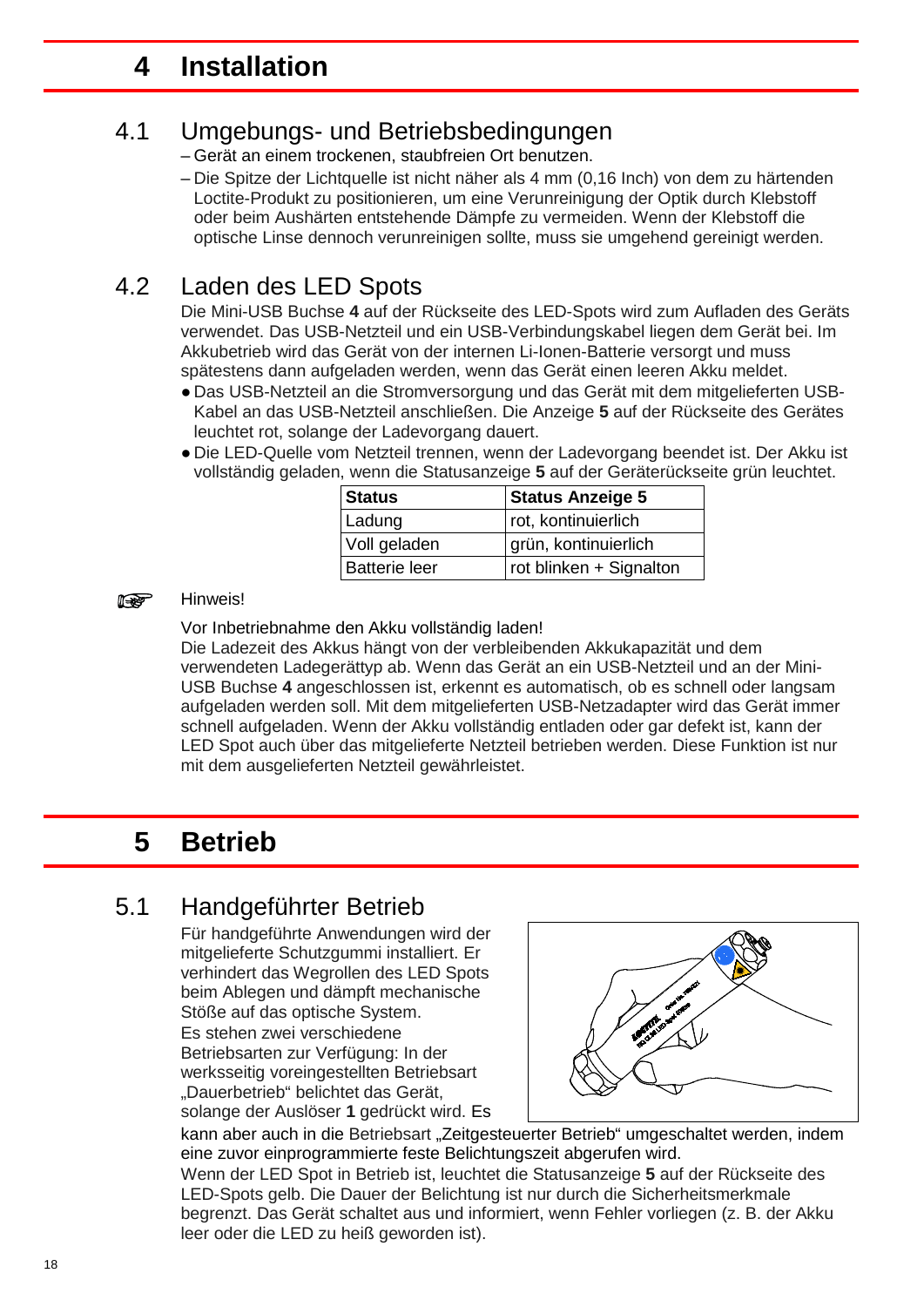# 4 Installation

## 4.1 Umgebungs- und Betriebsbedingungen

– Gerät an einem trockenen, staubfreien Ort benutzen.

– Die Spitze der Lichtquelle ist nicht näher als 4 mm (0,16 Inch) von dem zu härtenden Loctite-Produkt zu positionieren, um eine Verunreinigung der Optik durch Klebstoff oder beim Aushärten entstehende Dämpfe zu vermeiden. Wenn der Klebstoff die optische Linse dennoch verunreinigen sollte, muss sie umgehend gereinigt werden.

## 4.2 Laden des LED Spots

Die Mini-USB Buchse **4** auf der Rückseite des LED-Spots wird zum Aufladen des Geräts verwendet. Das USB-Netzteil und ein USB-Verbindungskabel liegen dem Gerät bei. Im Akkubetrieb wird das Gerät von der internen Li-Ionen-Batterie versorgt und muss spätestens dann aufgeladen werden, wenn das Gerät einen leeren Akku meldet.

- Das USB-Netzteil an die Stromversorgung und das Gerät mit dem mitgelieferten USB-Kabel an das USB-Netzteil anschließen. Die Anzeige **5** auf der Rückseite des Gerätes leuchtet rot, solange der Ladevorgang dauert.
- Die LED-Quelle vom Netzteil trennen, wenn der Ladevorgang beendet ist. Der Akku ist vollständig geladen, wenn die Statusanzeige **5** auf der Geräterückseite grün leuchtet.

| Status | Status Anzeige 5 |
|---|---|
| Ladung | rot, kontinuierlich |
| Voll geladen | grün, kontinuierlich |
| Batterie leer | rot blinken + Signalton |

☞ Hinweis!

Vor Inbetriebnahme den Akku vollständig laden!

Die Ladezeit des Akkus hängt von der verbleibenden Akkukapazität und dem verwendeten Ladegerättyp ab. Wenn das Gerät an ein USB-Netzteil und an der Mini-USB Buchse **4** angeschlossen ist, erkennt es automatisch, ob es schnell oder langsam aufgeladen werden soll. Mit dem mitgelieferten USB-Netzadapter wird das Gerät immer schnell aufgeladen. Wenn der Akku vollständig entladen oder gar defekt ist, kann der LED Spot auch über das mitgelieferte Netzteil betrieben werden. Diese Funktion ist nur mit dem ausgelieferten Netzteil gewährleistet.

# 5 Betrieb

## 5.1 Handgeführter Betrieb

Für handgeführte Anwendungen wird der mitgelieferte Schutzgummi installiert. Er verhindert das Wegrollen des LED Spots beim Ablegen und dämpft mechanische Stöße auf das optische System.

Es stehen zwei verschiedene Betriebsarten zur Verfügung: In der werksseitig voreingestellten Betriebsart „Dauerbetrieb" belichtet das Gerät, solange der Auslöser **1** gedrückt wird. Es kann aber auch in die Betriebsart „Zeitgesteuerter Betrieb" umgeschaltet werden, indem eine zuvor einprogrammierte feste Belichtungszeit abgerufen wird.

Wenn der LED Spot in Betrieb ist, leuchtet die Statusanzeige **5** auf der Rückseite des LED-Spots gelb. Die Dauer der Belichtung ist nur durch die Sicherheitsmerkmale begrenzt. Das Gerät schaltet aus und informiert, wenn Fehler vorliegen (z. B. der Akku leer oder die LED zu heiß geworden ist).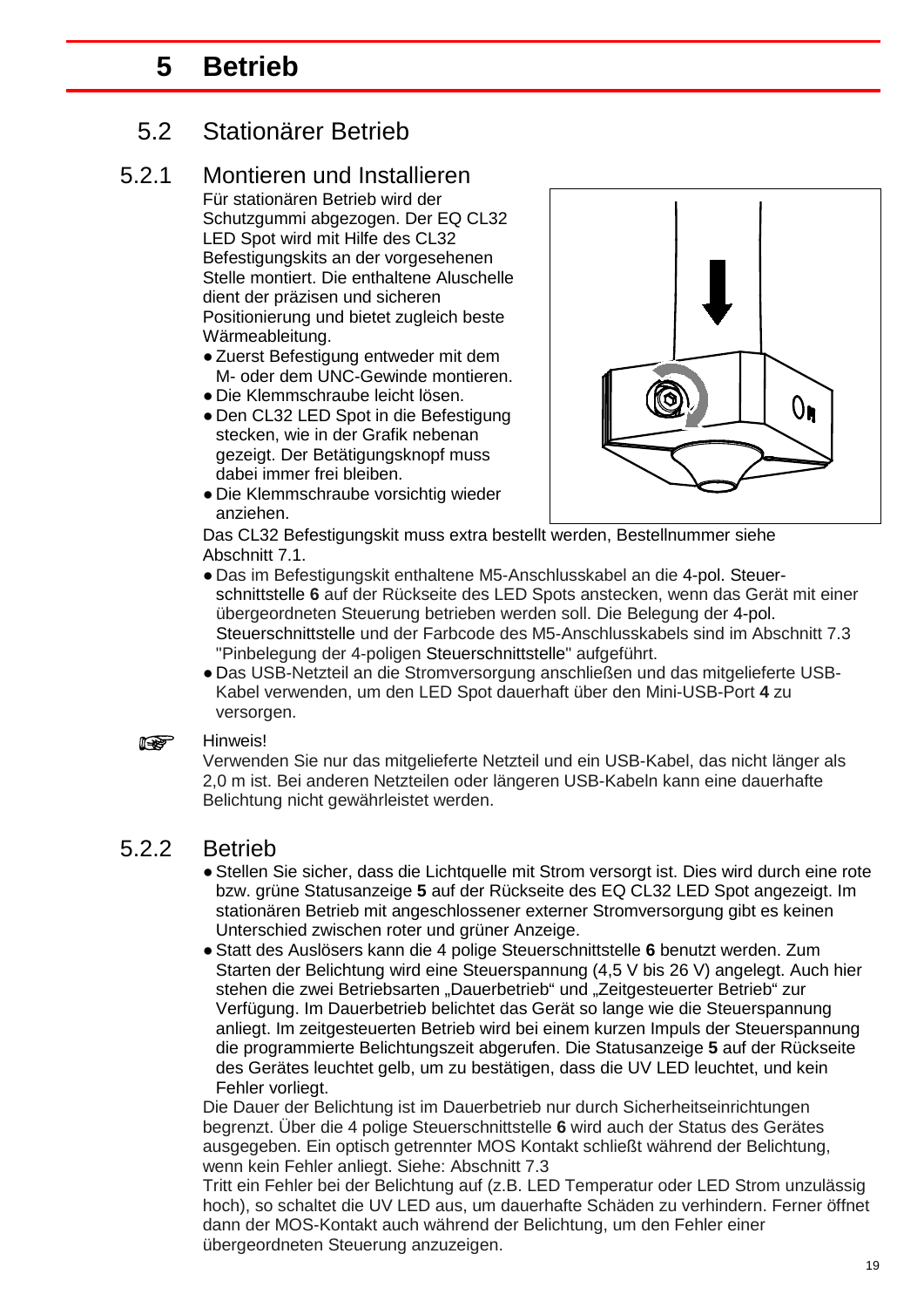# 5 Betrieb

## 5.2 Stationärer Betrieb

### 5.2.1 Montieren und Installieren

Für stationären Betrieb wird der Schutzgummi abgezogen. Der EQ CL32 LED Spot wird mit Hilfe des CL32 Befestigungskits an der vorgesehenen Stelle montiert. Die enthaltene Aluschelle dient der präzisen und sicheren Positionierung und bietet zugleich beste Wärmeableitung.

- Zuerst Befestigung entweder mit dem M- oder dem UNC-Gewinde montieren.
- Die Klemmschraube leicht lösen.
- Den CL32 LED Spot in die Befestigung stecken, wie in der Grafik nebenan gezeigt. Der Betätigungsknopf muss dabei immer frei bleiben.
- Die Klemmschraube vorsichtig wieder anziehen.

Das CL32 Befestigungskit muss extra bestellt werden, Bestellnummer siehe Abschnitt 7.1.

- Das im Befestigungskit enthaltene M5-Anschlusskabel an die 4-pol. Steuerschnittstelle **6** auf der Rückseite des LED Spots anstecken, wenn das Gerät mit einer übergeordneten Steuerung betrieben werden soll. Die Belegung der 4-pol. Steuerschnittstelle und der Farbcode des M5-Anschlusskabels sind im Abschnitt 7.3 "Pinbelegung der 4-poligen Steuerschnittstelle" aufgeführt.
- Das USB-Netzteil an die Stromversorgung anschließen und das mitgelieferte USB-Kabel verwenden, um den LED Spot dauerhaft über den Mini-USB-Port **4** zu versorgen.

☞ Hinweis!

Verwenden Sie nur das mitgelieferte Netzteil und ein USB-Kabel, das nicht länger als 2,0 m ist. Bei anderen Netzteilen oder längeren USB-Kabeln kann eine dauerhafte Belichtung nicht gewährleistet werden.

### 5.2.2 Betrieb

- Stellen Sie sicher, dass die Lichtquelle mit Strom versorgt ist. Dies wird durch eine rote bzw. grüne Statusanzeige **5** auf der Rückseite des EQ CL32 LED Spot angezeigt. Im stationären Betrieb mit angeschlossener externer Stromversorgung gibt es keinen Unterschied zwischen roter und grüner Anzeige.
- Statt des Auslösers kann die 4 polige Steuerschnittstelle **6** benutzt werden. Zum Starten der Belichtung wird eine Steuerspannung (4,5 V bis 26 V) angelegt. Auch hier stehen die zwei Betriebsarten „Dauerbetrieb“ und „Zeitgesteuerter Betrieb“ zur Verfügung. Im Dauerbetrieb belichtet das Gerät so lange wie die Steuerspannung anliegt. Im zeitgesteuerten Betrieb wird bei einem kurzen Impuls der Steuerspannung die programmierte Belichtungszeit abgerufen. Die Statusanzeige **5** auf der Rückseite des Gerätes leuchtet gelb, um zu bestätigen, dass die UV LED leuchtet, und kein Fehler vorliegt.

Die Dauer der Belichtung ist im Dauerbetrieb nur durch Sicherheitseinrichtungen begrenzt. Über die 4 polige Steuerschnittstelle **6** wird auch der Status des Gerätes ausgegeben. Ein optisch getrennter MOS Kontakt schließt während der Belichtung, wenn kein Fehler anliegt. Siehe: Abschnitt 7.3

Tritt ein Fehler bei der Belichtung auf (z.B. LED Temperatur oder LED Strom unzulässig hoch), so schaltet die UV LED aus, um dauerhafte Schäden zu verhindern. Ferner öffnet dann der MOS-Kontakt auch während der Belichtung, um den Fehler einer übergeordneten Steuerung anzuzeigen.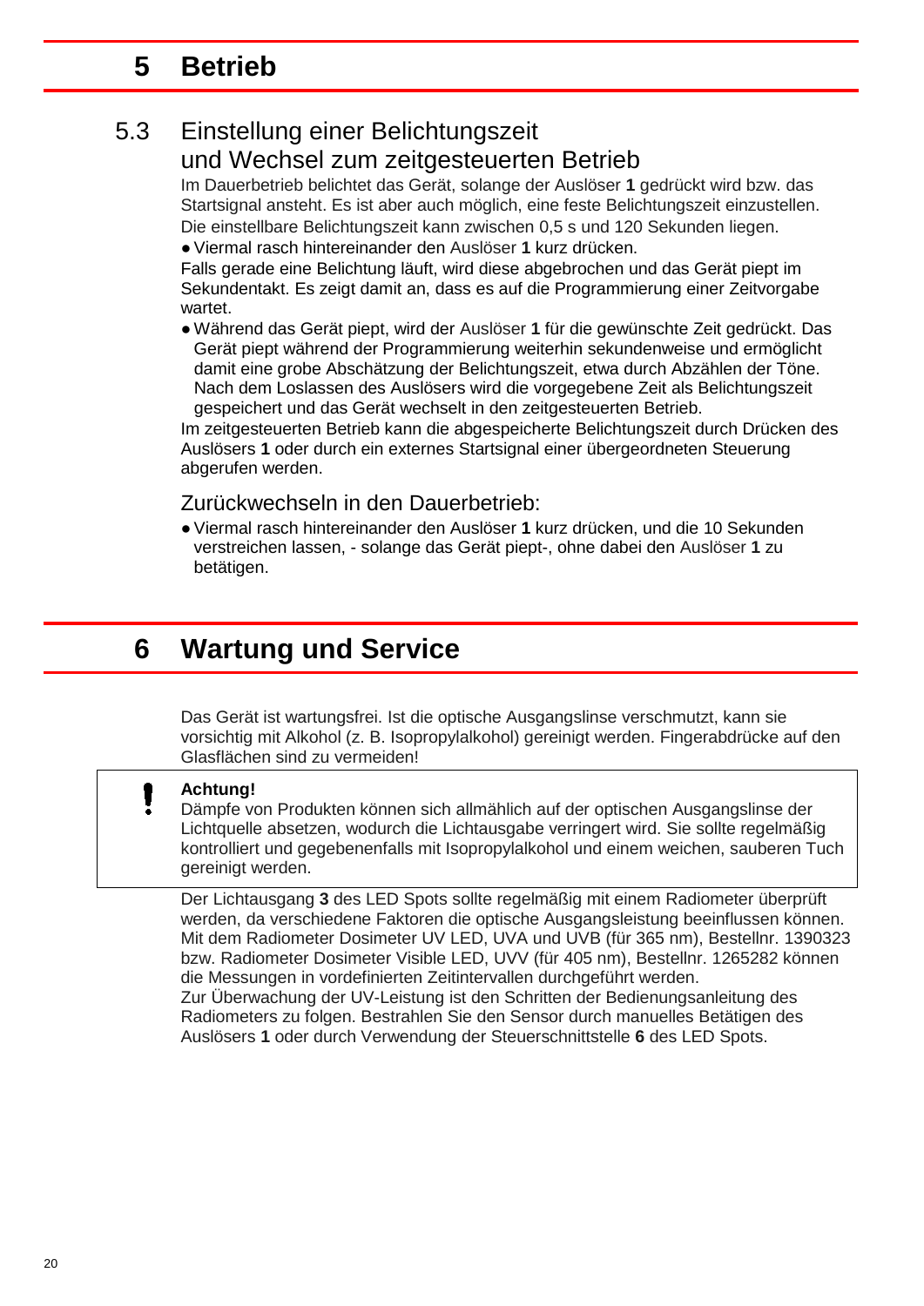# 5 Betrieb

## 5.3 Einstellung einer Belichtungszeit und Wechsel zum zeitgesteuerten Betrieb

Im Dauerbetrieb belichtet das Gerät, solange der Auslöser **1** gedrückt wird bzw. das Startsignal ansteht. Es ist aber auch möglich, eine feste Belichtungszeit einzustellen. Die einstellbare Belichtungszeit kann zwischen 0,5 s und 120 Sekunden liegen.

- Viermal rasch hintereinander den Auslöser **1** kurz drücken.

Falls gerade eine Belichtung läuft, wird diese abgebrochen und das Gerät piept im Sekundentakt. Es zeigt damit an, dass es auf die Programmierung einer Zeitvorgabe wartet.

- Während das Gerät piept, wird der Auslöser **1** für die gewünschte Zeit gedrückt. Das Gerät piept während der Programmierung weiterhin sekundenweise und ermöglicht damit eine grobe Abschätzung der Belichtungszeit, etwa durch Abzählen der Töne. Nach dem Loslassen des Auslösers wird die vorgegebene Zeit als Belichtungszeit gespeichert und das Gerät wechselt in den zeitgesteuerten Betrieb.

Im zeitgesteuerten Betrieb kann die abgespeicherte Belichtungszeit durch Drücken des Auslösers **1** oder durch ein externes Startsignal einer übergeordneten Steuerung abgerufen werden.

### Zurückwechseln in den Dauerbetrieb:

- Viermal rasch hintereinander den Auslöser **1** kurz drücken, und die 10 Sekunden verstreichen lassen, - solange das Gerät piept-, ohne dabei den Auslöser **1** zu betätigen.

# 6 Wartung und Service

Das Gerät ist wartungsfrei. Ist die optische Ausgangslinse verschmutzt, kann sie vorsichtig mit Alkohol (z. B. Isopropylalkohol) gereinigt werden. Fingerabdrücke auf den Glasflächen sind zu vermeiden!

> **Achtung!**
> Dämpfe von Produkten können sich allmählich auf der optischen Ausgangslinse der Lichtquelle absetzen, wodurch die Lichtausgabe verringert wird. Sie sollte regelmäßig kontrolliert und gegebenenfalls mit Isopropylalkohol und einem weichen, sauberen Tuch gereinigt werden.

Der Lichtausgang **3** des LED Spots sollte regelmäßig mit einem Radiometer überprüft werden, da verschiedene Faktoren die optische Ausgangsleistung beeinflussen können. Mit dem Radiometer Dosimeter UV LED, UVA und UVB (für 365 nm), Bestellnr. 1390323 bzw. Radiometer Dosimeter Visible LED, UVV (für 405 nm), Bestellnr. 1265282 können die Messungen in vordefinierten Zeitintervallen durchgeführt werden.
Zur Überwachung der UV-Leistung ist den Schritten der Bedienungsanleitung des Radiometers zu folgen. Bestrahlen Sie den Sensor durch manuelles Betätigen des Auslösers **1** oder durch Verwendung der Steuerschnittstelle **6** des LED Spots.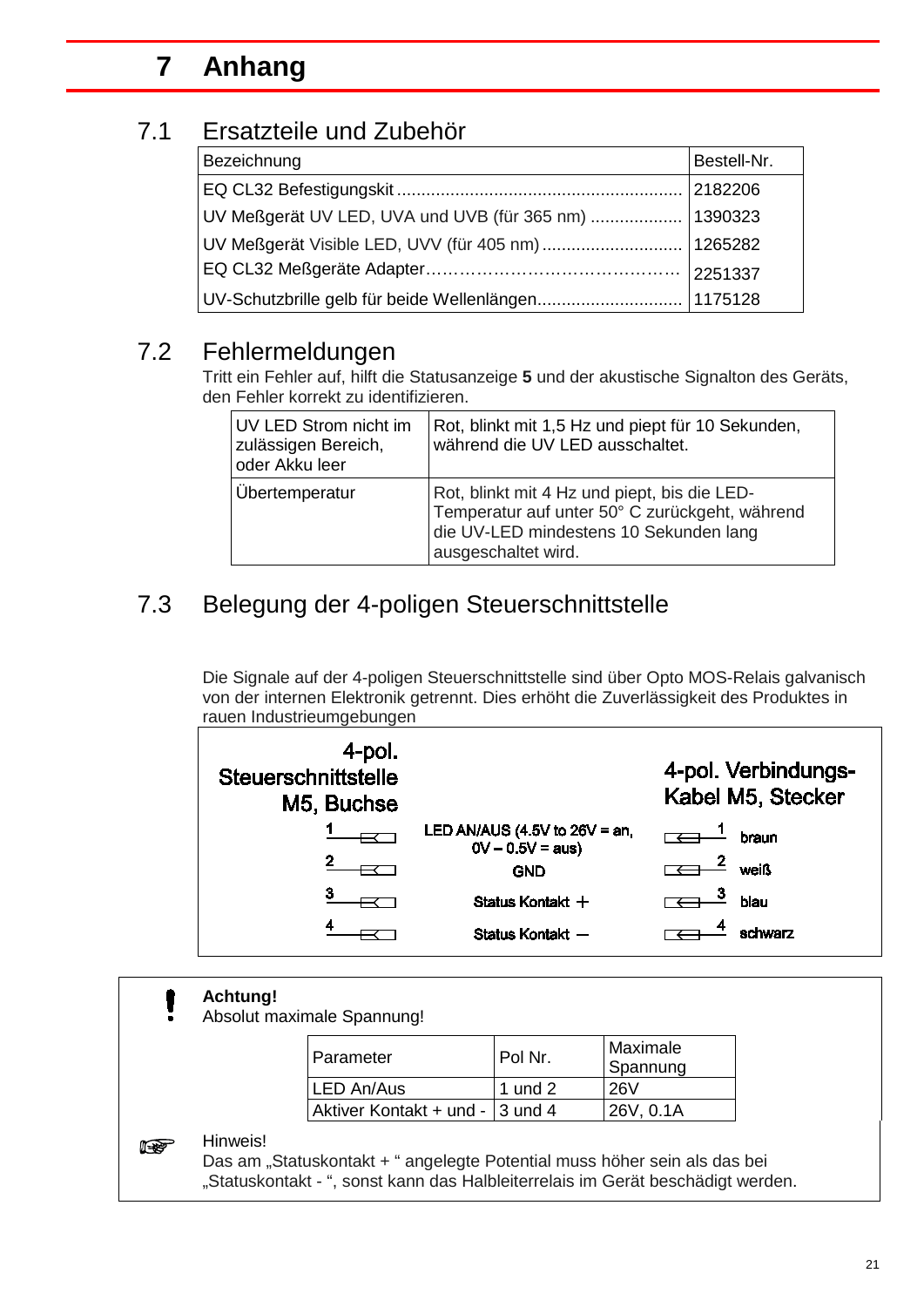# 7 Anhang

## 7.1 Ersatzteile und Zubehör

| Bezeichnung | Bestell-Nr. |
|---|---|
| EQ CL32 Befestigungskit | 2182206 |
| UV Meßgerät UV LED, UVA und UVB (für 365 nm) | 1390323 |
| UV Meßgerät Visible LED, UVV (für 405 nm) | 1265282 |
| EQ CL32 Meßgeräte Adapter | 2251337 |
| UV-Schutzbrille gelb für beide Wellenlängen | 1175128 |

## 7.2 Fehlermeldungen

Tritt ein Fehler auf, hilft die Statusanzeige **5** und der akustische Signalton des Geräts, den Fehler korrekt zu identifizieren.

| | |
|---|---|
| UV LED Strom nicht im zulässigen Bereich, oder Akku leer | Rot, blinkt mit 1,5 Hz und piept für 10 Sekunden, während die UV LED ausschaltet. |
| Übertemperatur | Rot, blinkt mit 4 Hz und piept, bis die LED-Temperatur auf unter 50° C zurückgeht, während die UV-LED mindestens 10 Sekunden lang ausgeschaltet wird. |

## 7.3 Belegung der 4-poligen Steuerschnittstelle

Die Signale auf der 4-poligen Steuerschnittstelle sind über Opto MOS-Relais galvanisch von der internen Elektronik getrennt. Dies erhöht die Zuverlässigkeit des Produktes in rauen Industrieumgebungen

| 4-pol. Steuerschnittstelle M5, Buchse | | 4-pol. Verbindungs-Kabel M5, Stecker | |
|---|---|---|---|
| 1 | LED AN/AUS (4.5V to 26V = an, 0V – 0.5V = aus) | 1 | braun |
| 2 | GND | 2 | weiß |
| 3 | Status Kontakt + | 3 | blau |
| 4 | Status Kontakt – | 4 | schwarz |

**Achtung!**
Absolut maximale Spannung!

| Parameter | Pol Nr. | Maximale Spannung |
|---|---|---|
| LED An/Aus | 1 und 2 | 26V |
| Aktiver Kontakt + und - | 3 und 4 | 26V, 0.1A |

Hinweis!
Das am „Statuskontakt + " angelegte Potential muss höher sein als das bei „Statuskontakt - ", sonst kann das Halbleiterrelais im Gerät beschädigt werden.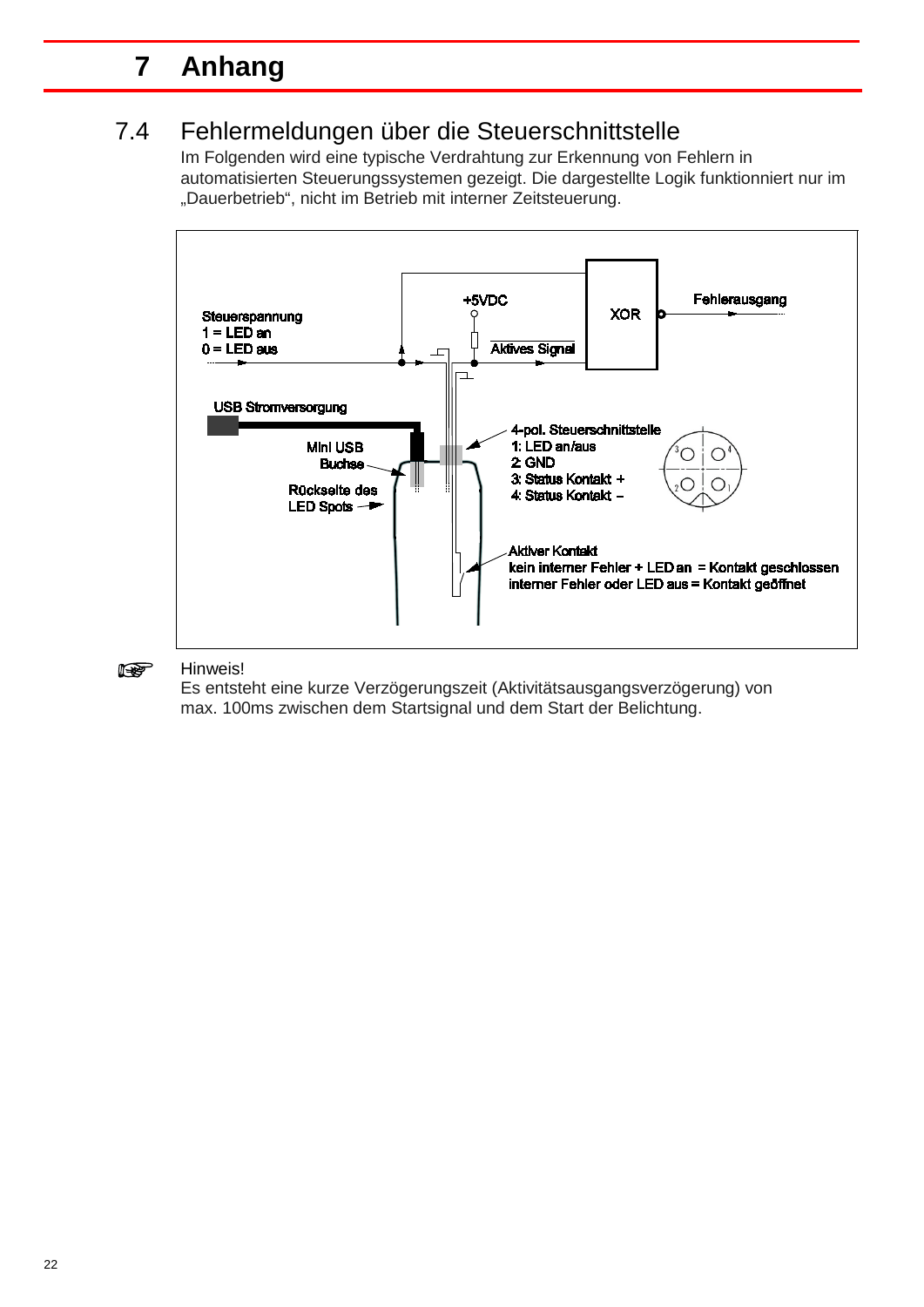# 7 Anhang

## 7.4 Fehlermeldungen über die Steuerschnittstelle

Im Folgenden wird eine typische Verdrahtung zur Erkennung von Fehlern in automatisierten Steuerungssystemen gezeigt. Die dargestellte Logik funktioniert nur im „Dauerbetrieb", nicht im Betrieb mit interner Zeitsteuerung.

Steuerspannung
1 = LED an
0 = LED aus

+5VDC

XOR

Fehlerausgang

Aktives Signal

USB Stromversorgung

Mini USB Buchse

Rückseite des LED Spots

4-pol. Steuerschnittstelle
1: LED an/aus
2: GND
3: Status Kontakt +
4: Status Kontakt −

Aktiver Kontakt
kein interner Fehler + LED an = Kontakt geschlossen
interner Fehler oder LED aus = Kontakt geöffnet

☞ Hinweis!
Es entsteht eine kurze Verzögerungszeit (Aktivitätsausgangsverzögerung) von max. 100ms zwischen dem Startsignal und dem Start der Belichtung.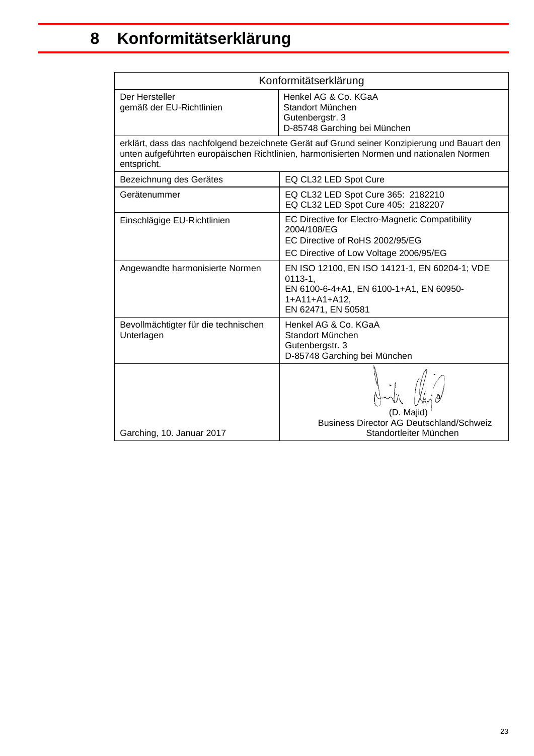# 8 Konformitätserklärung

| Konformitätserklärung | |
|---|---|
| Der Hersteller<br>gemäß der EU-Richtlinien | Henkel AG & Co. KGaA<br>Standort München<br>Gutenbergstr. 3<br>D-85748 Garching bei München |
| erklärt, dass das nachfolgend bezeichnete Gerät auf Grund seiner Konzipierung und Bauart den unten aufgeführten europäischen Richtlinien, harmonisierten Normen und nationalen Normen entspricht. | |
| Bezeichnung des Gerätes | EQ CL32 LED Spot Cure |
| Gerätenummer | EQ CL32 LED Spot Cure 365: 2182210<br>EQ CL32 LED Spot Cure 405: 2182207 |
| Einschlägige EU-Richtlinien | EC Directive for Electro-Magnetic Compatibility 2004/108/EG<br>EC Directive of RoHS 2002/95/EG<br>EC Directive of Low Voltage 2006/95/EG |
| Angewandte harmonisierte Normen | EN ISO 12100, EN ISO 14121-1, EN 60204-1; VDE 0113-1,<br>EN 6100-6-4+A1, EN 6100-1+A1, EN 60950-1+A11+A1+A12,<br>EN 62471, EN 50581 |
| Bevollmächtigter für die technischen Unterlagen | Henkel AG & Co. KGaA<br>Standort München<br>Gutenbergstr. 3<br>D-85748 Garching bei München |
| Garching, 10. Januar 2017 | (D. Majid)<br>Business Director AG Deutschland/Schweiz<br>Standortleiter München |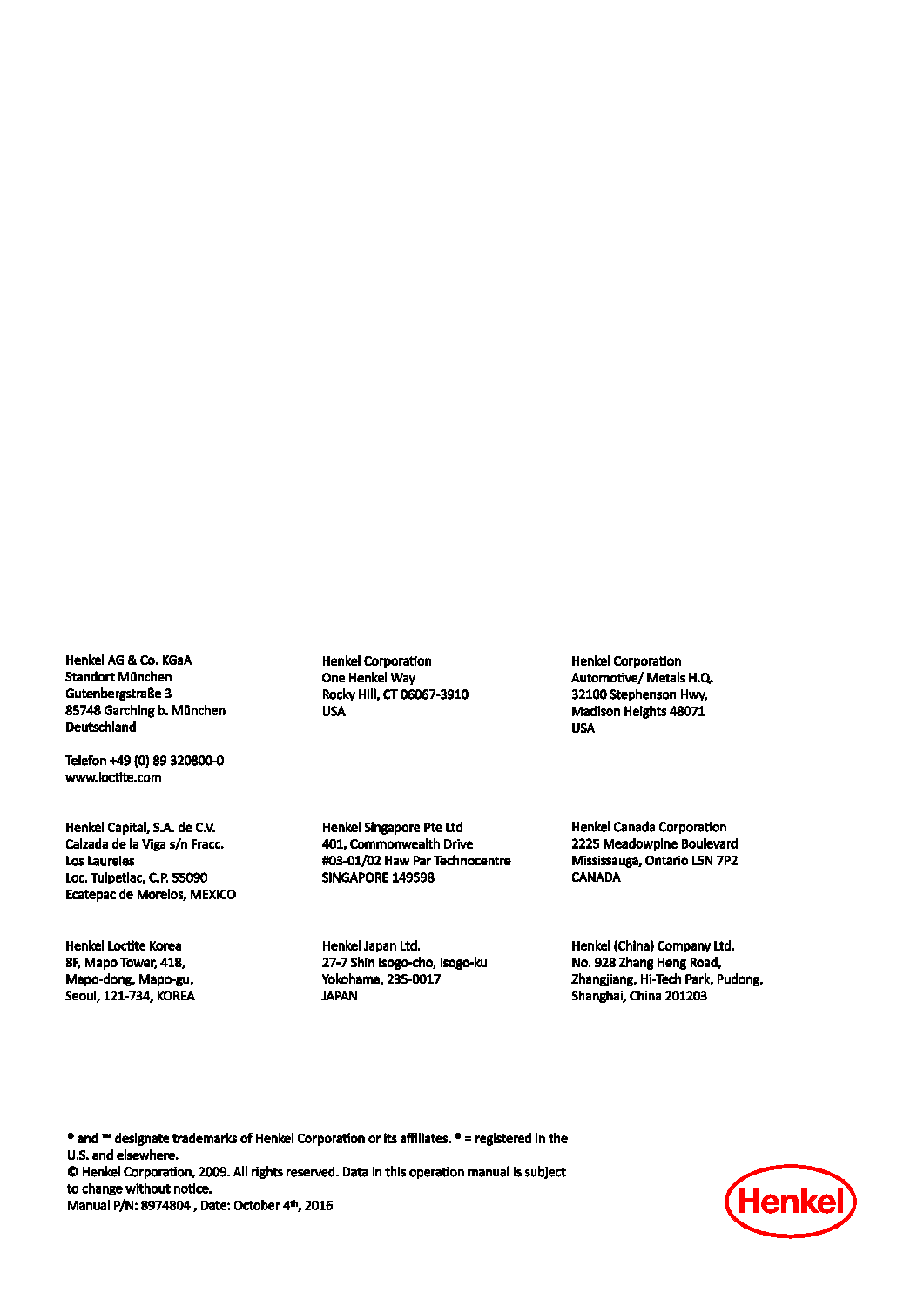Henkel AG & Co. KGaA
Standort München
Gutenbergstraße 3
85748 Garching b. München
Deutschland

Telefon +49 (0) 89 320800-0
www.loctite.com

Henkel Corporation
One Henkel Way
Rocky Hill, CT 06067-3910
USA

Henkel Corporation
Automotive/ Metals H.Q.
32100 Stephenson Hwy,
Madison Heights 48071
USA

Henkel Capital, S.A. de C.V.
Calzada de la Viga s/n Fracc.
Los Laureles
Loc. Tulpetlac, C.P. 55090
Ecatepac de Morelos, MEXICO

Henkel Singapore Pte Ltd
401, Commonwealth Drive
#03-01/02 Haw Par Technocentre
SINGAPORE 149598

Henkel Canada Corporation
2225 Meadowpine Boulevard
Mississauga, Ontario L5N 7P2
CANADA

Henkel Loctite Korea
8F, Mapo Tower, 418,
Mapo-dong, Mapo-gu,
Seoul, 121-734, KOREA

Henkel Japan Ltd.
27-7 Shin Isogo-cho, Isogo-ku
Yokohama, 235-0017
JAPAN

Henkel (China) Company Ltd.
No. 928 Zhang Heng Road,
Zhangjiang, Hi-Tech Park, Pudong,
Shanghai, China 201203

® and ™ designate trademarks of Henkel Corporation or its affiliates. ® = registered in the U.S. and elsewhere.
© Henkel Corporation, 2009. All rights reserved. Data in this operation manual is subject to change without notice.
Manual P/N: 8974804 , Date: October 4th, 2016

Henkel